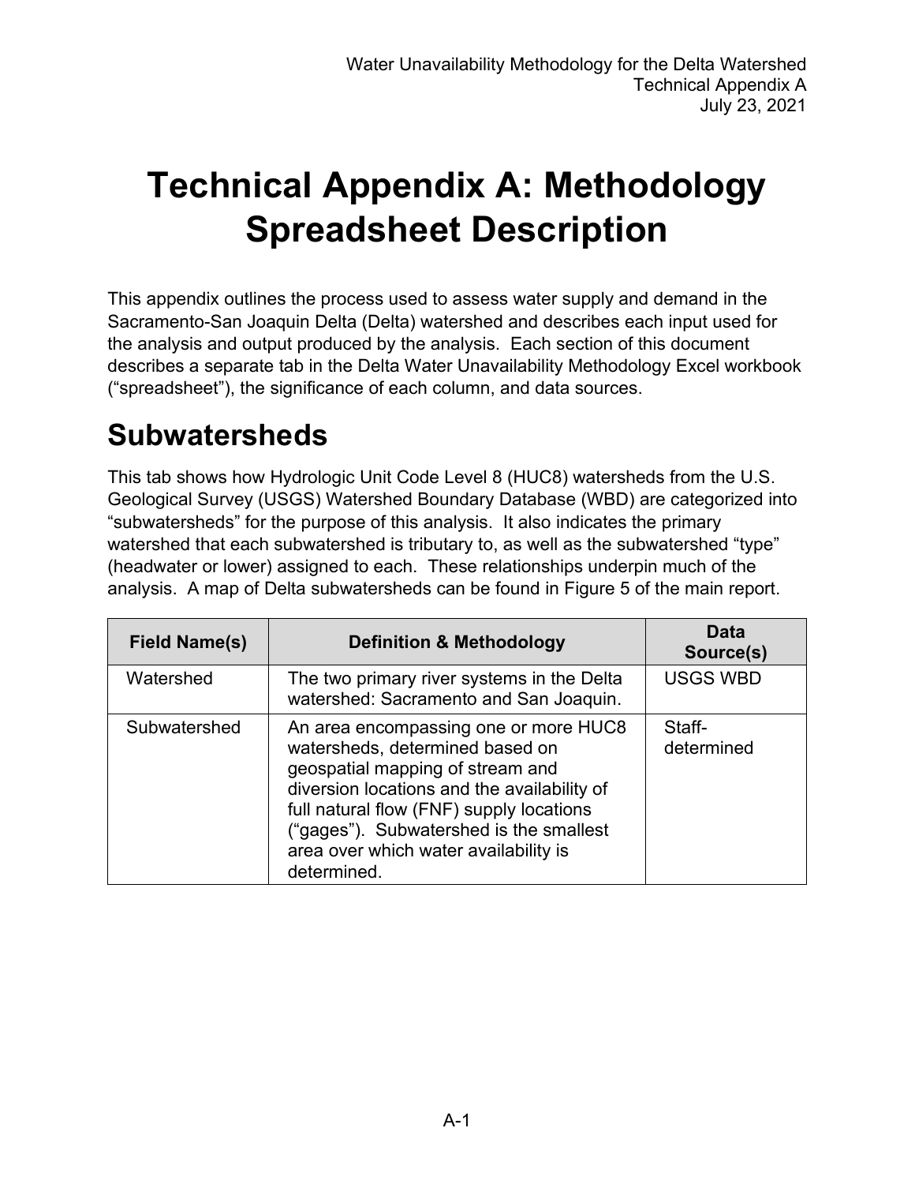# Technical Appendix A: Methodology Spreadsheet Description

This appendix outlines the process used to assess water supply and demand in the Sacramento-San Joaquin Delta (Delta) watershed and describes each input used for the analysis and output produced by the analysis. Each section of this document describes a separate tab in the Delta Water Unavailability Methodology Excel workbook ("spreadsheet"), the significance of each column, and data sources.

## Subwatersheds

This tab shows how Hydrologic Unit Code Level 8 (HUC8) watersheds from the U.S. Geological Survey (USGS) Watershed Boundary Database (WBD) are categorized into "subwatersheds" for the purpose of this analysis. It also indicates the primary watershed that each subwatershed is tributary to, as well as the subwatershed "type" (headwater or lower) assigned to each. These relationships underpin much of the analysis. A map of Delta subwatersheds can be found in Figure 5 of the main report.

| Field Name(s) | Definition & Methodology | Data Source(s) |
| --- | --- | --- |
| Watershed | The two primary river systems in the Delta watershed: Sacramento and San Joaquin. | USGS WBD |
| Subwatershed | An area encompassing one or more HUC8 watersheds, determined based on geospatial mapping of stream and diversion locations and the availability of full natural flow (FNF) supply locations ("gages"). Subwatershed is the smallest area over which water availability is determined. | Staff-determined |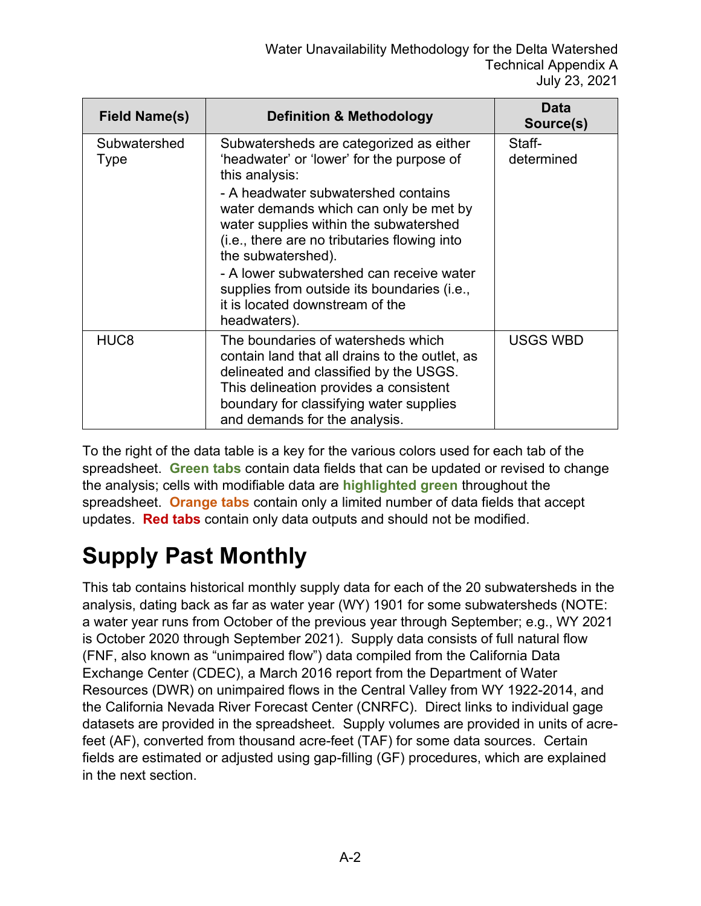| Field Name(s) | Definition & Methodology | Data Source(s) |
|---|---|---|
| Subwatershed Type | Subwatersheds are categorized as either 'headwater' or 'lower' for the purpose of this analysis:<br>- A headwater subwatershed contains water demands which can only be met by water supplies within the subwatershed (i.e., there are no tributaries flowing into the subwatershed).<br>- A lower subwatershed can receive water supplies from outside its boundaries (i.e., it is located downstream of the headwaters). | Staff-determined |
| HUC8 | The boundaries of watersheds which contain land that all drains to the outlet, as delineated and classified by the USGS. This delineation provides a consistent boundary for classifying water supplies and demands for the analysis. | USGS WBD |

To the right of the data table is a key for the various colors used for each tab of the spreadsheet. **Green tabs** contain data fields that can be updated or revised to change the analysis; cells with modifiable data are **highlighted green** throughout the spreadsheet. **Orange tabs** contain only a limited number of data fields that accept updates. **Red tabs** contain only data outputs and should not be modified.

# Supply Past Monthly

This tab contains historical monthly supply data for each of the 20 subwatersheds in the analysis, dating back as far as water year (WY) 1901 for some subwatersheds (NOTE: a water year runs from October of the previous year through September; e.g., WY 2021 is October 2020 through September 2021). Supply data consists of full natural flow (FNF, also known as "unimpaired flow") data compiled from the California Data Exchange Center (CDEC), a March 2016 report from the Department of Water Resources (DWR) on unimpaired flows in the Central Valley from WY 1922-2014, and the California Nevada River Forecast Center (CNRFC). Direct links to individual gage datasets are provided in the spreadsheet. Supply volumes are provided in units of acre-feet (AF), converted from thousand acre-feet (TAF) for some data sources. Certain fields are estimated or adjusted using gap-filling (GF) procedures, which are explained in the next section.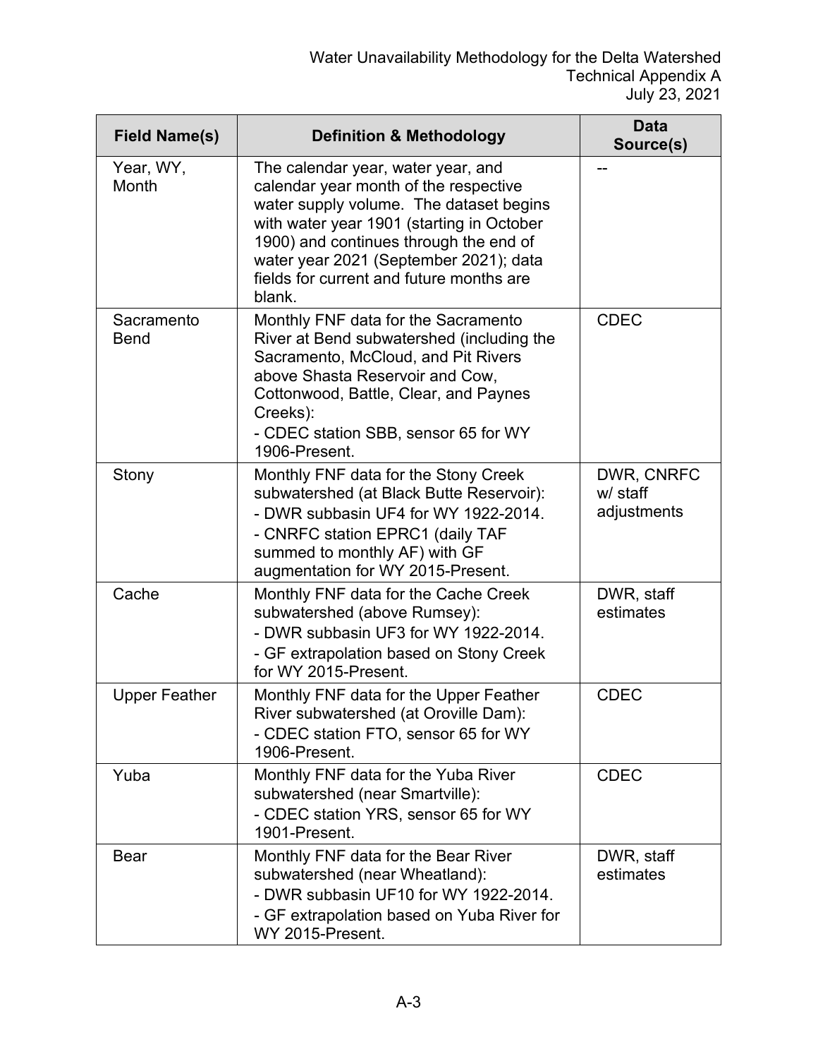| Field Name(s) | Definition & Methodology | Data Source(s) |
| --- | --- | --- |
| Year, WY, Month | The calendar year, water year, and calendar year month of the respective water supply volume. The dataset begins with water year 1901 (starting in October 1900) and continues through the end of water year 2021 (September 2021); data fields for current and future months are blank. | -- |
| Sacramento Bend | Monthly FNF data for the Sacramento River at Bend subwatershed (including the Sacramento, McCloud, and Pit Rivers above Shasta Reservoir and Cow, Cottonwood, Battle, Clear, and Paynes Creeks):<br>- CDEC station SBB, sensor 65 for WY 1906-Present. | CDEC |
| Stony | Monthly FNF data for the Stony Creek subwatershed (at Black Butte Reservoir):<br>- DWR subbasin UF4 for WY 1922-2014.<br>- CNRFC station EPRC1 (daily TAF summed to monthly AF) with GF augmentation for WY 2015-Present. | DWR, CNRFC w/ staff adjustments |
| Cache | Monthly FNF data for the Cache Creek subwatershed (above Rumsey):<br>- DWR subbasin UF3 for WY 1922-2014.<br>- GF extrapolation based on Stony Creek for WY 2015-Present. | DWR, staff estimates |
| Upper Feather | Monthly FNF data for the Upper Feather River subwatershed (at Oroville Dam):<br>- CDEC station FTO, sensor 65 for WY 1906-Present. | CDEC |
| Yuba | Monthly FNF data for the Yuba River subwatershed (near Smartville):<br>- CDEC station YRS, sensor 65 for WY 1901-Present. | CDEC |
| Bear | Monthly FNF data for the Bear River subwatershed (near Wheatland):<br>- DWR subbasin UF10 for WY 1922-2014.<br>- GF extrapolation based on Yuba River for WY 2015-Present. | DWR, staff estimates |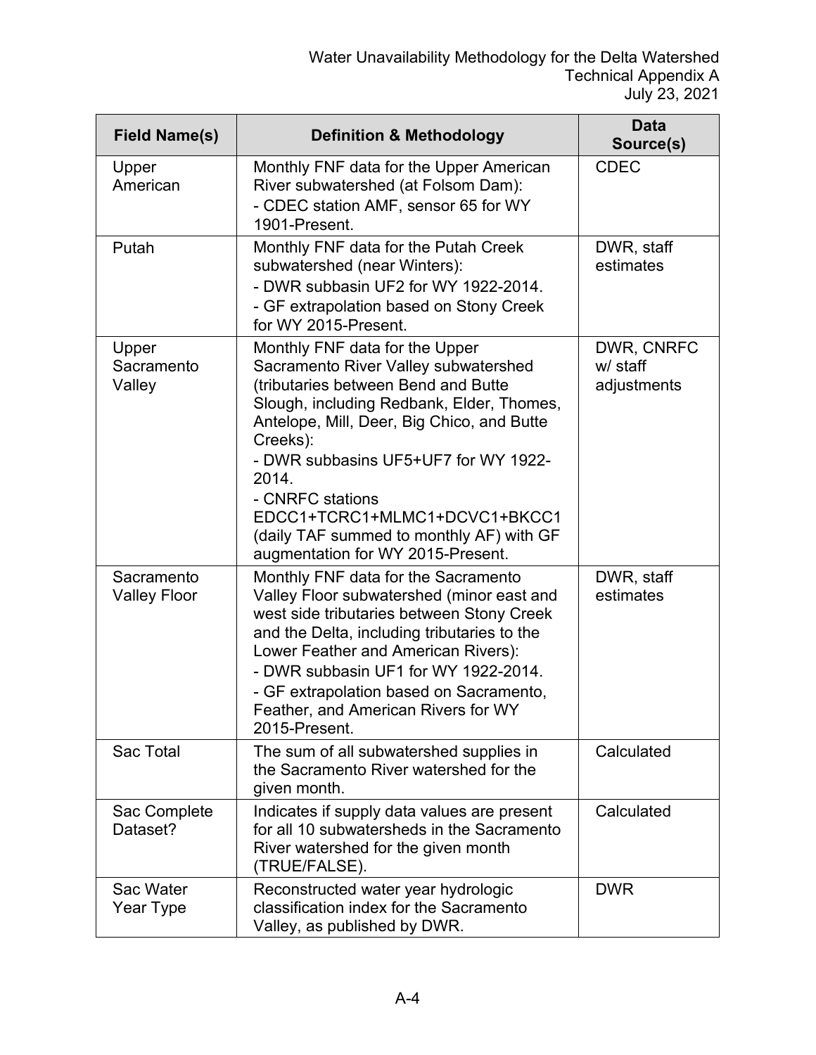| Field Name(s) | Definition & Methodology | Data Source(s) |
|---|---|---|
| Upper American | Monthly FNF data for the Upper American River subwatershed (at Folsom Dam):<br>- CDEC station AMF, sensor 65 for WY 1901-Present. | CDEC |
| Putah | Monthly FNF data for the Putah Creek subwatershed (near Winters):<br>- DWR subbasin UF2 for WY 1922-2014.<br>- GF extrapolation based on Stony Creek for WY 2015-Present. | DWR, staff estimates |
| Upper Sacramento Valley | Monthly FNF data for the Upper Sacramento River Valley subwatershed (tributaries between Bend and Butte Slough, including Redbank, Elder, Thomes, Antelope, Mill, Deer, Big Chico, and Butte Creeks):<br>- DWR subbasins UF5+UF7 for WY 1922-2014.<br>- CNRFC stations EDCC1+TCRC1+MLMC1+DCVC1+BKCC1 (daily TAF summed to monthly AF) with GF augmentation for WY 2015-Present. | DWR, CNRFC w/ staff adjustments |
| Sacramento Valley Floor | Monthly FNF data for the Sacramento Valley Floor subwatershed (minor east and west side tributaries between Stony Creek and the Delta, including tributaries to the Lower Feather and American Rivers):<br>- DWR subbasin UF1 for WY 1922-2014.<br>- GF extrapolation based on Sacramento, Feather, and American Rivers for WY 2015-Present. | DWR, staff estimates |
| Sac Total | The sum of all subwatershed supplies in the Sacramento River watershed for the given month. | Calculated |
| Sac Complete Dataset? | Indicates if supply data values are present for all 10 subwatersheds in the Sacramento River watershed for the given month (TRUE/FALSE). | Calculated |
| Sac Water Year Type | Reconstructed water year hydrologic classification index for the Sacramento Valley, as published by DWR. | DWR |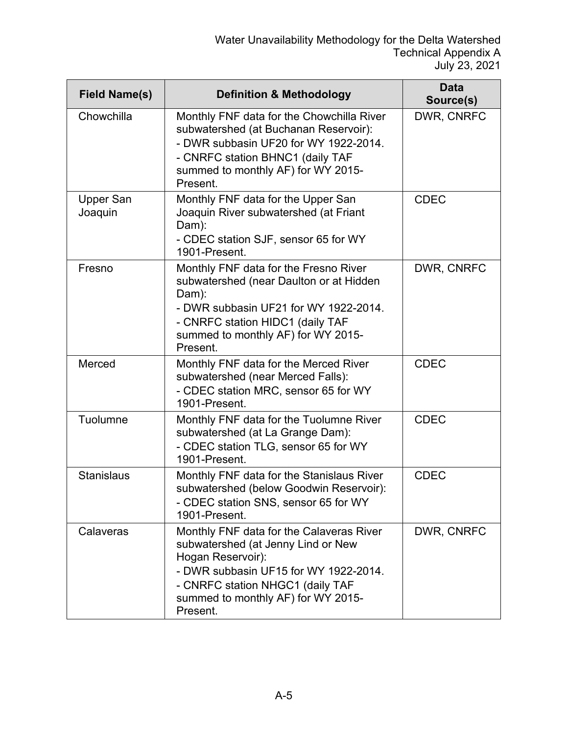| Field Name(s) | Definition & Methodology | Data Source(s) |
|---|---|---|
| Chowchilla | Monthly FNF data for the Chowchilla River subwatershed (at Buchanan Reservoir):<br>- DWR subbasin UF20 for WY 1922-2014.<br>- CNRFC station BHNC1 (daily TAF summed to monthly AF) for WY 2015-Present. | DWR, CNRFC |
| Upper San Joaquin | Monthly FNF data for the Upper San Joaquin River subwatershed (at Friant Dam):<br>- CDEC station SJF, sensor 65 for WY 1901-Present. | CDEC |
| Fresno | Monthly FNF data for the Fresno River subwatershed (near Daulton or at Hidden Dam):<br>- DWR subbasin UF21 for WY 1922-2014.<br>- CNRFC station HIDC1 (daily TAF summed to monthly AF) for WY 2015-Present. | DWR, CNRFC |
| Merced | Monthly FNF data for the Merced River subwatershed (near Merced Falls):<br>- CDEC station MRC, sensor 65 for WY 1901-Present. | CDEC |
| Tuolumne | Monthly FNF data for the Tuolumne River subwatershed (at La Grange Dam):<br>- CDEC station TLG, sensor 65 for WY 1901-Present. | CDEC |
| Stanislaus | Monthly FNF data for the Stanislaus River subwatershed (below Goodwin Reservoir):<br>- CDEC station SNS, sensor 65 for WY 1901-Present. | CDEC |
| Calaveras | Monthly FNF data for the Calaveras River subwatershed (at Jenny Lind or New Hogan Reservoir):<br>- DWR subbasin UF15 for WY 1922-2014.<br>- CNRFC station NHGC1 (daily TAF summed to monthly AF) for WY 2015-Present. | DWR, CNRFC |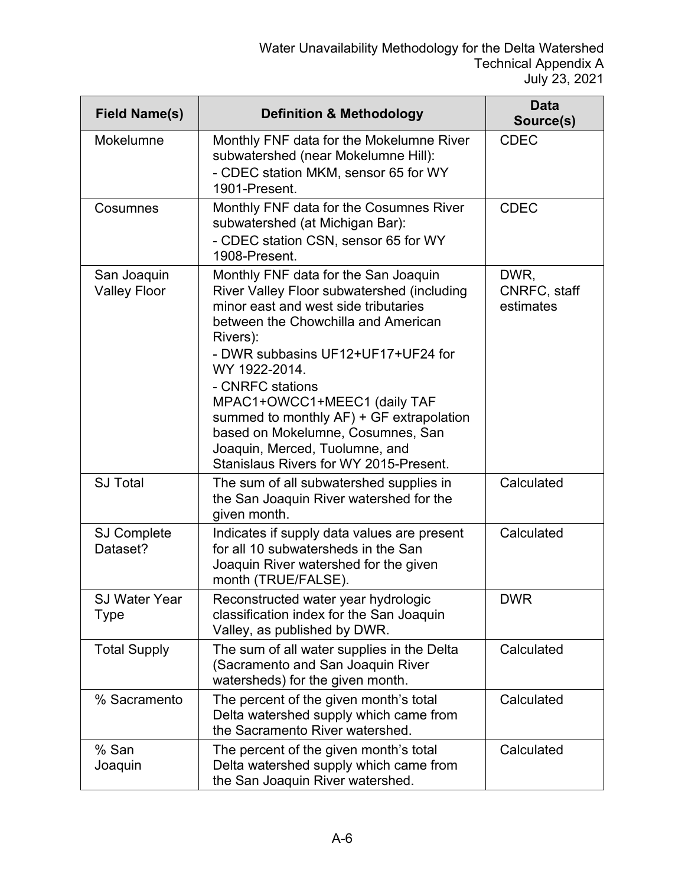| Field Name(s) | Definition & Methodology | Data Source(s) |
|---|---|---|
| Mokelumne | Monthly FNF data for the Mokelumne River subwatershed (near Mokelumne Hill):<br>- CDEC station MKM, sensor 65 for WY 1901-Present. | CDEC |
| Cosumnes | Monthly FNF data for the Cosumnes River subwatershed (at Michigan Bar):<br>- CDEC station CSN, sensor 65 for WY 1908-Present. | CDEC |
| San Joaquin Valley Floor | Monthly FNF data for the San Joaquin River Valley Floor subwatershed (including minor east and west side tributaries between the Chowchilla and American Rivers):<br>- DWR subbasins UF12+UF17+UF24 for WY 1922-2014.<br>- CNRFC stations MPAC1+OWCC1+MEEC1 (daily TAF summed to monthly AF) + GF extrapolation based on Mokelumne, Cosumnes, San Joaquin, Merced, Tuolumne, and Stanislaus Rivers for WY 2015-Present. | DWR, CNRFC, staff estimates |
| SJ Total | The sum of all subwatershed supplies in the San Joaquin River watershed for the given month. | Calculated |
| SJ Complete Dataset? | Indicates if supply data values are present for all 10 subwatersheds in the San Joaquin River watershed for the given month (TRUE/FALSE). | Calculated |
| SJ Water Year Type | Reconstructed water year hydrologic classification index for the San Joaquin Valley, as published by DWR. | DWR |
| Total Supply | The sum of all water supplies in the Delta (Sacramento and San Joaquin River watersheds) for the given month. | Calculated |
| % Sacramento | The percent of the given month's total Delta watershed supply which came from the Sacramento River watershed. | Calculated |
| % San Joaquin | The percent of the given month's total Delta watershed supply which came from the San Joaquin River watershed. | Calculated |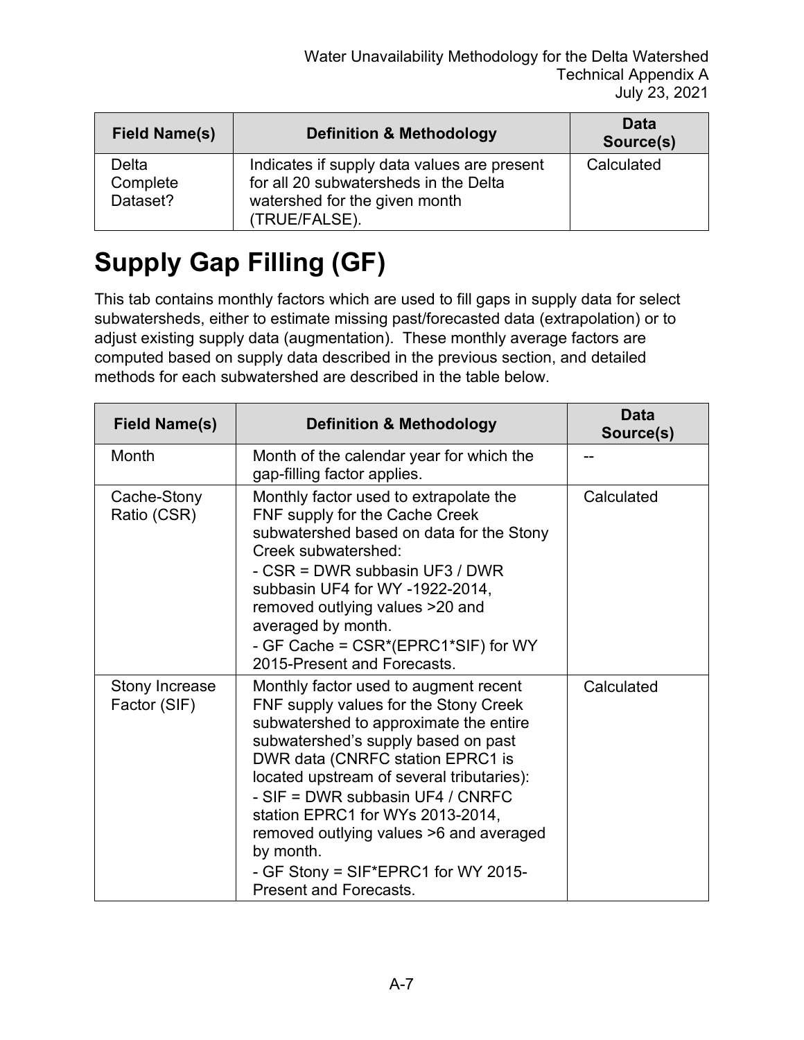| Field Name(s) | Definition & Methodology | Data Source(s) |
| --- | --- | --- |
| Delta Complete Dataset? | Indicates if supply data values are present for all 20 subwatersheds in the Delta watershed for the given month (TRUE/FALSE). | Calculated |

# Supply Gap Filling (GF)

This tab contains monthly factors which are used to fill gaps in supply data for select subwatersheds, either to estimate missing past/forecasted data (extrapolation) or to adjust existing supply data (augmentation). These monthly average factors are computed based on supply data described in the previous section, and detailed methods for each subwatershed are described in the table below.

| Field Name(s) | Definition & Methodology | Data Source(s) |
| --- | --- | --- |
| Month | Month of the calendar year for which the gap-filling factor applies. | -- |
| Cache-Stony Ratio (CSR) | Monthly factor used to extrapolate the FNF supply for the Cache Creek subwatershed based on data for the Stony Creek subwatershed:<br>- CSR = DWR subbasin UF3 / DWR subbasin UF4 for WY -1922-2014, removed outlying values >20 and averaged by month.<br>- GF Cache = CSR*(EPRC1*SIF) for WY 2015-Present and Forecasts. | Calculated |
| Stony Increase Factor (SIF) | Monthly factor used to augment recent FNF supply values for the Stony Creek subwatershed to approximate the entire subwatershed's supply based on past DWR data (CNRFC station EPRC1 is located upstream of several tributaries):<br>- SIF = DWR subbasin UF4 / CNRFC station EPRC1 for WYs 2013-2014, removed outlying values >6 and averaged by month.<br>- GF Stony = SIF*EPRC1 for WY 2015-Present and Forecasts. | Calculated |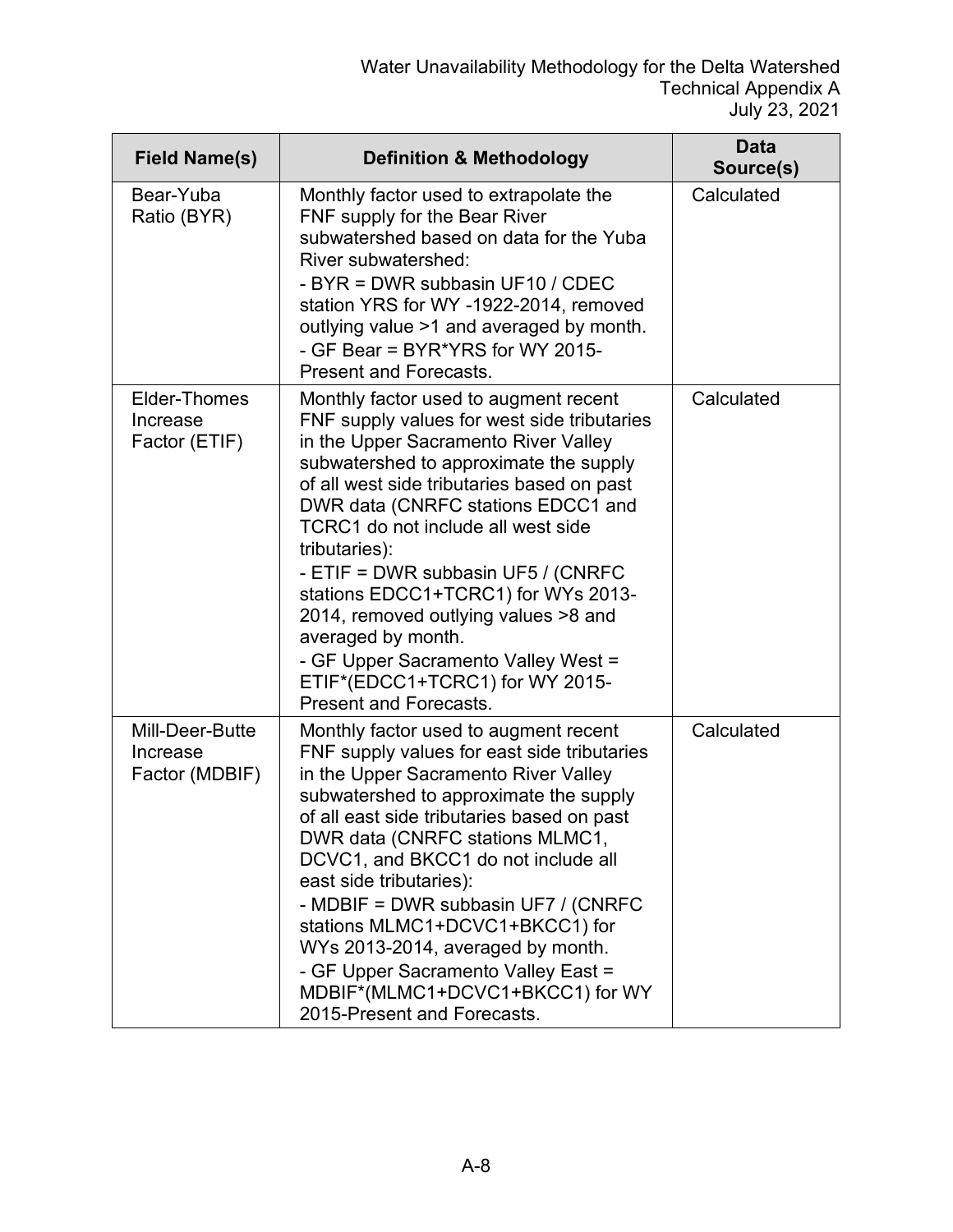| Field Name(s) | Definition & Methodology | Data Source(s) |
|---|---|---|
| Bear-Yuba Ratio (BYR) | Monthly factor used to extrapolate the FNF supply for the Bear River subwatershed based on data for the Yuba River subwatershed:<br>- BYR = DWR subbasin UF10 / CDEC station YRS for WY -1922-2014, removed outlying value >1 and averaged by month.<br>- GF Bear = BYR*YRS for WY 2015-Present and Forecasts. | Calculated |
| Elder-Thomes Increase Factor (ETIF) | Monthly factor used to augment recent FNF supply values for west side tributaries in the Upper Sacramento River Valley subwatershed to approximate the supply of all west side tributaries based on past DWR data (CNRFC stations EDCC1 and TCRC1 do not include all west side tributaries):<br>- ETIF = DWR subbasin UF5 / (CNRFC stations EDCC1+TCRC1) for WYs 2013-2014, removed outlying values >8 and averaged by month.<br>- GF Upper Sacramento Valley West = ETIF*(EDCC1+TCRC1) for WY 2015-Present and Forecasts. | Calculated |
| Mill-Deer-Butte Increase Factor (MDBIF) | Monthly factor used to augment recent FNF supply values for east side tributaries in the Upper Sacramento River Valley subwatershed to approximate the supply of all east side tributaries based on past DWR data (CNRFC stations MLMC1, DCVC1, and BKCC1 do not include all east side tributaries):<br>- MDBIF = DWR subbasin UF7 / (CNRFC stations MLMC1+DCVC1+BKCC1) for WYs 2013-2014, averaged by month.<br>- GF Upper Sacramento Valley East = MDBIF*(MLMC1+DCVC1+BKCC1) for WY 2015-Present and Forecasts. | Calculated |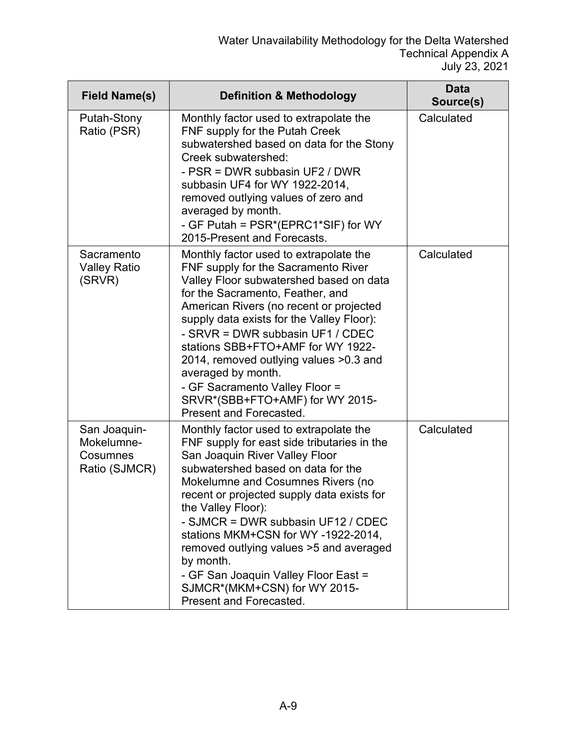| Field Name(s) | Definition & Methodology | Data Source(s) |
|---|---|---|
| Putah-Stony Ratio (PSR) | Monthly factor used to extrapolate the FNF supply for the Putah Creek subwatershed based on data for the Stony Creek subwatershed:<br>- PSR = DWR subbasin UF2 / DWR subbasin UF4 for WY 1922-2014, removed outlying values of zero and averaged by month.<br>- GF Putah = PSR*(EPRC1*SIF) for WY 2015-Present and Forecasts. | Calculated |
| Sacramento Valley Ratio (SRVR) | Monthly factor used to extrapolate the FNF supply for the Sacramento River Valley Floor subwatershed based on data for the Sacramento, Feather, and American Rivers (no recent or projected supply data exists for the Valley Floor):<br>- SRVR = DWR subbasin UF1 / CDEC stations SBB+FTO+AMF for WY 1922-2014, removed outlying values >0.3 and averaged by month.<br>- GF Sacramento Valley Floor = SRVR*(SBB+FTO+AMF) for WY 2015-Present and Forecasted. | Calculated |
| San Joaquin-Mokelumne-Cosumnes Ratio (SJMCR) | Monthly factor used to extrapolate the FNF supply for east side tributaries in the San Joaquin River Valley Floor subwatershed based on data for the Mokelumne and Cosumnes Rivers (no recent or projected supply data exists for the Valley Floor):<br>- SJMCR = DWR subbasin UF12 / CDEC stations MKM+CSN for WY -1922-2014, removed outlying values >5 and averaged by month.<br>- GF San Joaquin Valley Floor East = SJMCR*(MKM+CSN) for WY 2015-Present and Forecasted. | Calculated |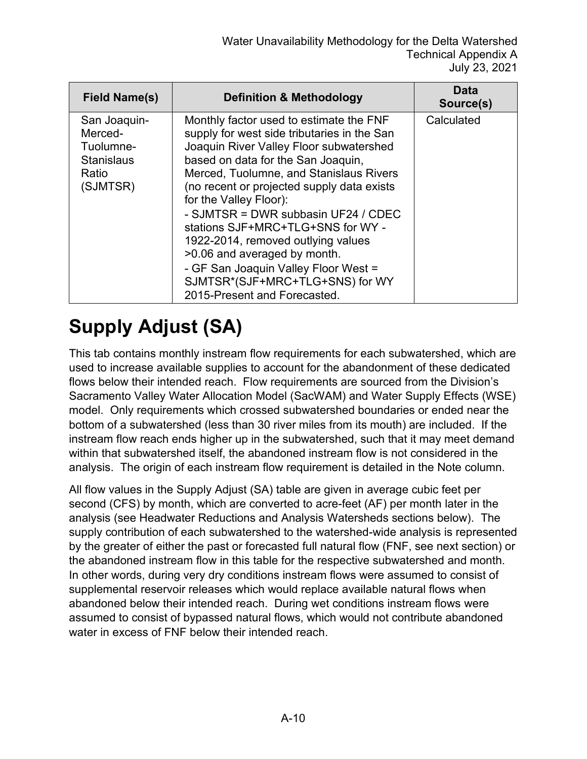| Field Name(s) | Definition & Methodology | Data Source(s) |
|---|---|---|
| San Joaquin-Merced-Tuolumne-Stanislaus Ratio (SJMTSR) | Monthly factor used to estimate the FNF supply for west side tributaries in the San Joaquin River Valley Floor subwatershed based on data for the San Joaquin, Merced, Tuolumne, and Stanislaus Rivers (no recent or projected supply data exists for the Valley Floor):<br>- SJMTSR = DWR subbasin UF24 / CDEC stations SJF+MRC+TLG+SNS for WY - 1922-2014, removed outlying values >0.06 and averaged by month.<br>- GF San Joaquin Valley Floor West = SJMTSR*(SJF+MRC+TLG+SNS) for WY 2015-Present and Forecasted. | Calculated |

# Supply Adjust (SA)

This tab contains monthly instream flow requirements for each subwatershed, which are used to increase available supplies to account for the abandonment of these dedicated flows below their intended reach. Flow requirements are sourced from the Division's Sacramento Valley Water Allocation Model (SacWAM) and Water Supply Effects (WSE) model. Only requirements which crossed subwatershed boundaries or ended near the bottom of a subwatershed (less than 30 river miles from its mouth) are included. If the instream flow reach ends higher up in the subwatershed, such that it may meet demand within that subwatershed itself, the abandoned instream flow is not considered in the analysis. The origin of each instream flow requirement is detailed in the Note column.

All flow values in the Supply Adjust (SA) table are given in average cubic feet per second (CFS) by month, which are converted to acre-feet (AF) per month later in the analysis (see Headwater Reductions and Analysis Watersheds sections below). The supply contribution of each subwatershed to the watershed-wide analysis is represented by the greater of either the past or forecasted full natural flow (FNF, see next section) or the abandoned instream flow in this table for the respective subwatershed and month. In other words, during very dry conditions instream flows were assumed to consist of supplemental reservoir releases which would replace available natural flows when abandoned below their intended reach. During wet conditions instream flows were assumed to consist of bypassed natural flows, which would not contribute abandoned water in excess of FNF below their intended reach.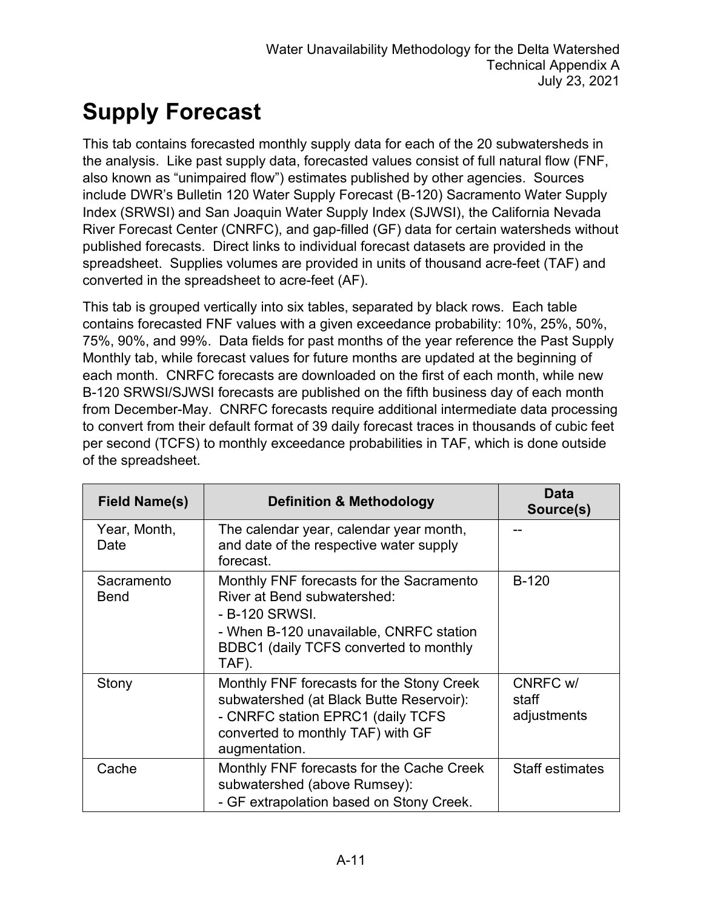# Supply Forecast

This tab contains forecasted monthly supply data for each of the 20 subwatersheds in the analysis. Like past supply data, forecasted values consist of full natural flow (FNF, also known as "unimpaired flow") estimates published by other agencies. Sources include DWR's Bulletin 120 Water Supply Forecast (B-120) Sacramento Water Supply Index (SRWSI) and San Joaquin Water Supply Index (SJWSI), the California Nevada River Forecast Center (CNRFC), and gap-filled (GF) data for certain watersheds without published forecasts. Direct links to individual forecast datasets are provided in the spreadsheet. Supplies volumes are provided in units of thousand acre-feet (TAF) and converted in the spreadsheet to acre-feet (AF).

This tab is grouped vertically into six tables, separated by black rows. Each table contains forecasted FNF values with a given exceedance probability: 10%, 25%, 50%, 75%, 90%, and 99%. Data fields for past months of the year reference the Past Supply Monthly tab, while forecast values for future months are updated at the beginning of each month. CNRFC forecasts are downloaded on the first of each month, while new B-120 SRWSI/SJWSI forecasts are published on the fifth business day of each month from December-May. CNRFC forecasts require additional intermediate data processing to convert from their default format of 39 daily forecast traces in thousands of cubic feet per second (TCFS) to monthly exceedance probabilities in TAF, which is done outside of the spreadsheet.

| Field Name(s) | Definition & Methodology | Data Source(s) |
|---|---|---|
| Year, Month, Date | The calendar year, calendar year month, and date of the respective water supply forecast. | -- |
| Sacramento Bend | Monthly FNF forecasts for the Sacramento River at Bend subwatershed:<br>- B-120 SRWSI.<br>- When B-120 unavailable, CNRFC station BDBC1 (daily TCFS converted to monthly TAF). | B-120 |
| Stony | Monthly FNF forecasts for the Stony Creek subwatershed (at Black Butte Reservoir):<br>- CNRFC station EPRC1 (daily TCFS converted to monthly TAF) with GF augmentation. | CNRFC w/ staff adjustments |
| Cache | Monthly FNF forecasts for the Cache Creek subwatershed (above Rumsey):<br>- GF extrapolation based on Stony Creek. | Staff estimates |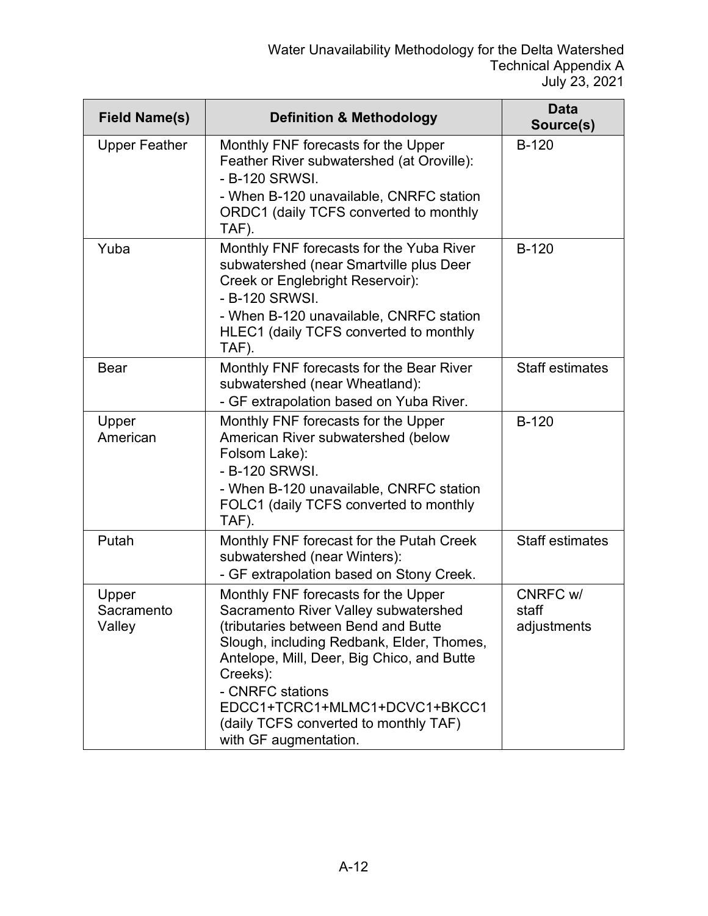| Field Name(s) | Definition & Methodology | Data Source(s) |
| --- | --- | --- |
| Upper Feather | Monthly FNF forecasts for the Upper Feather River subwatershed (at Oroville):<br>- B-120 SRWSI.<br>- When B-120 unavailable, CNRFC station ORDC1 (daily TCFS converted to monthly TAF). | B-120 |
| Yuba | Monthly FNF forecasts for the Yuba River subwatershed (near Smartville plus Deer Creek or Englebright Reservoir):<br>- B-120 SRWSI.<br>- When B-120 unavailable, CNRFC station HLEC1 (daily TCFS converted to monthly TAF). | B-120 |
| Bear | Monthly FNF forecasts for the Bear River subwatershed (near Wheatland):<br>- GF extrapolation based on Yuba River. | Staff estimates |
| Upper American | Monthly FNF forecasts for the Upper American River subwatershed (below Folsom Lake):<br>- B-120 SRWSI.<br>- When B-120 unavailable, CNRFC station FOLC1 (daily TCFS converted to monthly TAF). | B-120 |
| Putah | Monthly FNF forecast for the Putah Creek subwatershed (near Winters):<br>- GF extrapolation based on Stony Creek. | Staff estimates |
| Upper Sacramento Valley | Monthly FNF forecasts for the Upper Sacramento River Valley subwatershed (tributaries between Bend and Butte Slough, including Redbank, Elder, Thomes, Antelope, Mill, Deer, Big Chico, and Butte Creeks):<br>- CNRFC stations EDCC1+TCRC1+MLMC1+DCVC1+BKCC1 (daily TCFS converted to monthly TAF) with GF augmentation. | CNRFC w/ staff adjustments |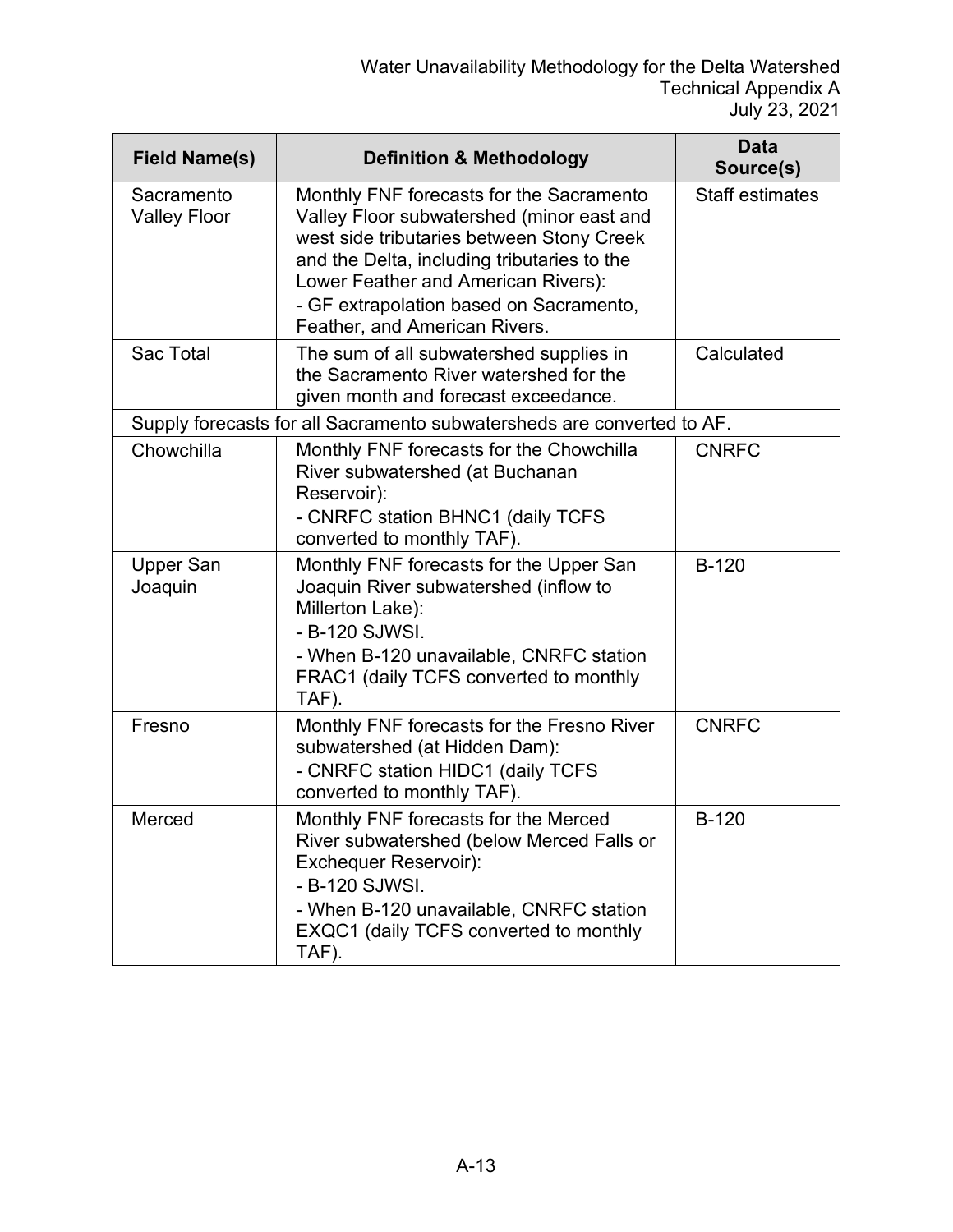| Field Name(s) | Definition & Methodology | Data Source(s) |
|---|---|---|
| Sacramento Valley Floor | Monthly FNF forecasts for the Sacramento Valley Floor subwatershed (minor east and west side tributaries between Stony Creek and the Delta, including tributaries to the Lower Feather and American Rivers):<br>- GF extrapolation based on Sacramento, Feather, and American Rivers. | Staff estimates |
| Sac Total | The sum of all subwatershed supplies in the Sacramento River watershed for the given month and forecast exceedance. | Calculated |
| Supply forecasts for all Sacramento subwatersheds are converted to AF. | | |
| Chowchilla | Monthly FNF forecasts for the Chowchilla River subwatershed (at Buchanan Reservoir):<br>- CNRFC station BHNC1 (daily TCFS converted to monthly TAF). | CNRFC |
| Upper San Joaquin | Monthly FNF forecasts for the Upper San Joaquin River subwatershed (inflow to Millerton Lake):<br>- B-120 SJWSI.<br>- When B-120 unavailable, CNRFC station FRAC1 (daily TCFS converted to monthly TAF). | B-120 |
| Fresno | Monthly FNF forecasts for the Fresno River subwatershed (at Hidden Dam):<br>- CNRFC station HIDC1 (daily TCFS converted to monthly TAF). | CNRFC |
| Merced | Monthly FNF forecasts for the Merced River subwatershed (below Merced Falls or Exchequer Reservoir):<br>- B-120 SJWSI.<br>- When B-120 unavailable, CNRFC station EXQC1 (daily TCFS converted to monthly TAF). | B-120 |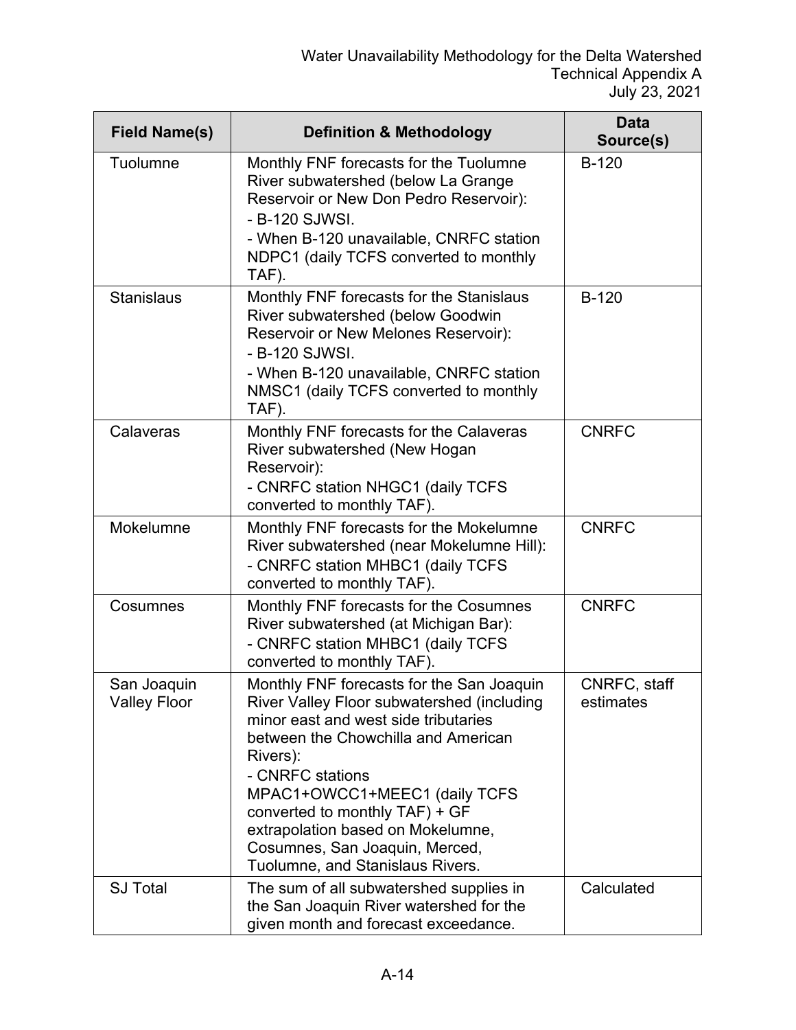| Field Name(s) | Definition & Methodology | Data Source(s) |
|---|---|---|
| Tuolumne | Monthly FNF forecasts for the Tuolumne River subwatershed (below La Grange Reservoir or New Don Pedro Reservoir):<br>- B-120 SJWSI.<br>- When B-120 unavailable, CNRFC station NDPC1 (daily TCFS converted to monthly TAF). | B-120 |
| Stanislaus | Monthly FNF forecasts for the Stanislaus River subwatershed (below Goodwin Reservoir or New Melones Reservoir):<br>- B-120 SJWSI.<br>- When B-120 unavailable, CNRFC station NMSC1 (daily TCFS converted to monthly TAF). | B-120 |
| Calaveras | Monthly FNF forecasts for the Calaveras River subwatershed (New Hogan Reservoir):<br>- CNRFC station NHGC1 (daily TCFS converted to monthly TAF). | CNRFC |
| Mokelumne | Monthly FNF forecasts for the Mokelumne River subwatershed (near Mokelumne Hill):<br>- CNRFC station MHBC1 (daily TCFS converted to monthly TAF). | CNRFC |
| Cosumnes | Monthly FNF forecasts for the Cosumnes River subwatershed (at Michigan Bar):<br>- CNRFC station MHBC1 (daily TCFS converted to monthly TAF). | CNRFC |
| San Joaquin Valley Floor | Monthly FNF forecasts for the San Joaquin River Valley Floor subwatershed (including minor east and west side tributaries between the Chowchilla and American Rivers):<br>- CNRFC stations MPAC1+OWCC1+MEEC1 (daily TCFS converted to monthly TAF) + GF extrapolation based on Mokelumne, Cosumnes, San Joaquin, Merced, Tuolumne, and Stanislaus Rivers. | CNRFC, staff estimates |
| SJ Total | The sum of all subwatershed supplies in the San Joaquin River watershed for the given month and forecast exceedance. | Calculated |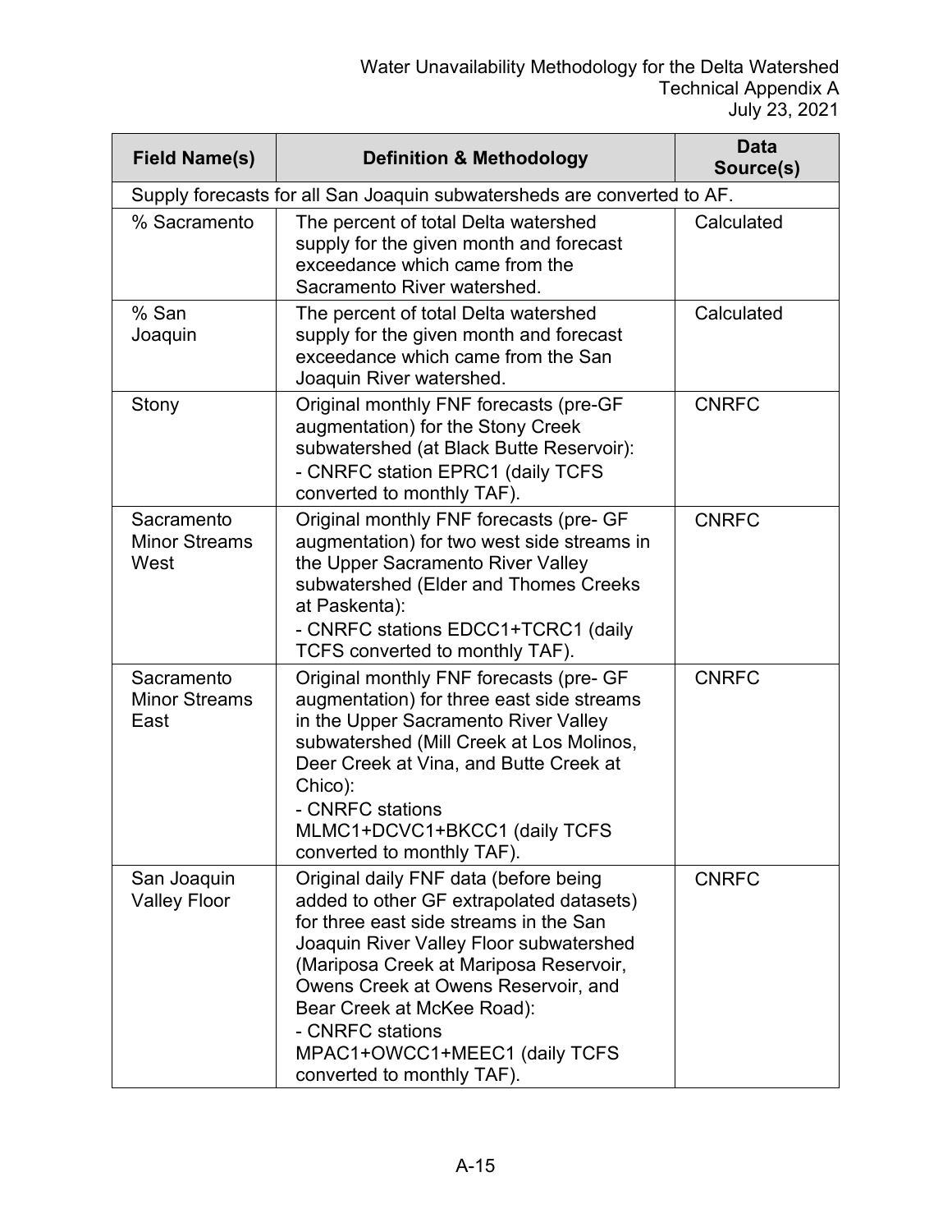| Field Name(s) | Definition & Methodology | Data Source(s) |
|---|---|---|
| Supply forecasts for all San Joaquin subwatersheds are converted to AF. | | |
| % Sacramento | The percent of total Delta watershed supply for the given month and forecast exceedance which came from the Sacramento River watershed. | Calculated |
| % San Joaquin | The percent of total Delta watershed supply for the given month and forecast exceedance which came from the San Joaquin River watershed. | Calculated |
| Stony | Original monthly FNF forecasts (pre-GF augmentation) for the Stony Creek subwatershed (at Black Butte Reservoir):<br>- CNRFC station EPRC1 (daily TCFS converted to monthly TAF). | CNRFC |
| Sacramento Minor Streams West | Original monthly FNF forecasts (pre- GF augmentation) for two west side streams in the Upper Sacramento River Valley subwatershed (Elder and Thomes Creeks at Paskenta):<br>- CNRFC stations EDCC1+TCRC1 (daily TCFS converted to monthly TAF). | CNRFC |
| Sacramento Minor Streams East | Original monthly FNF forecasts (pre- GF augmentation) for three east side streams in the Upper Sacramento River Valley subwatershed (Mill Creek at Los Molinos, Deer Creek at Vina, and Butte Creek at Chico):<br>- CNRFC stations MLMC1+DCVC1+BKCC1 (daily TCFS converted to monthly TAF). | CNRFC |
| San Joaquin Valley Floor | Original daily FNF data (before being added to other GF extrapolated datasets) for three east side streams in the San Joaquin River Valley Floor subwatershed (Mariposa Creek at Mariposa Reservoir, Owens Creek at Owens Reservoir, and Bear Creek at McKee Road):<br>- CNRFC stations MPAC1+OWCC1+MEEC1 (daily TCFS converted to monthly TAF). | CNRFC |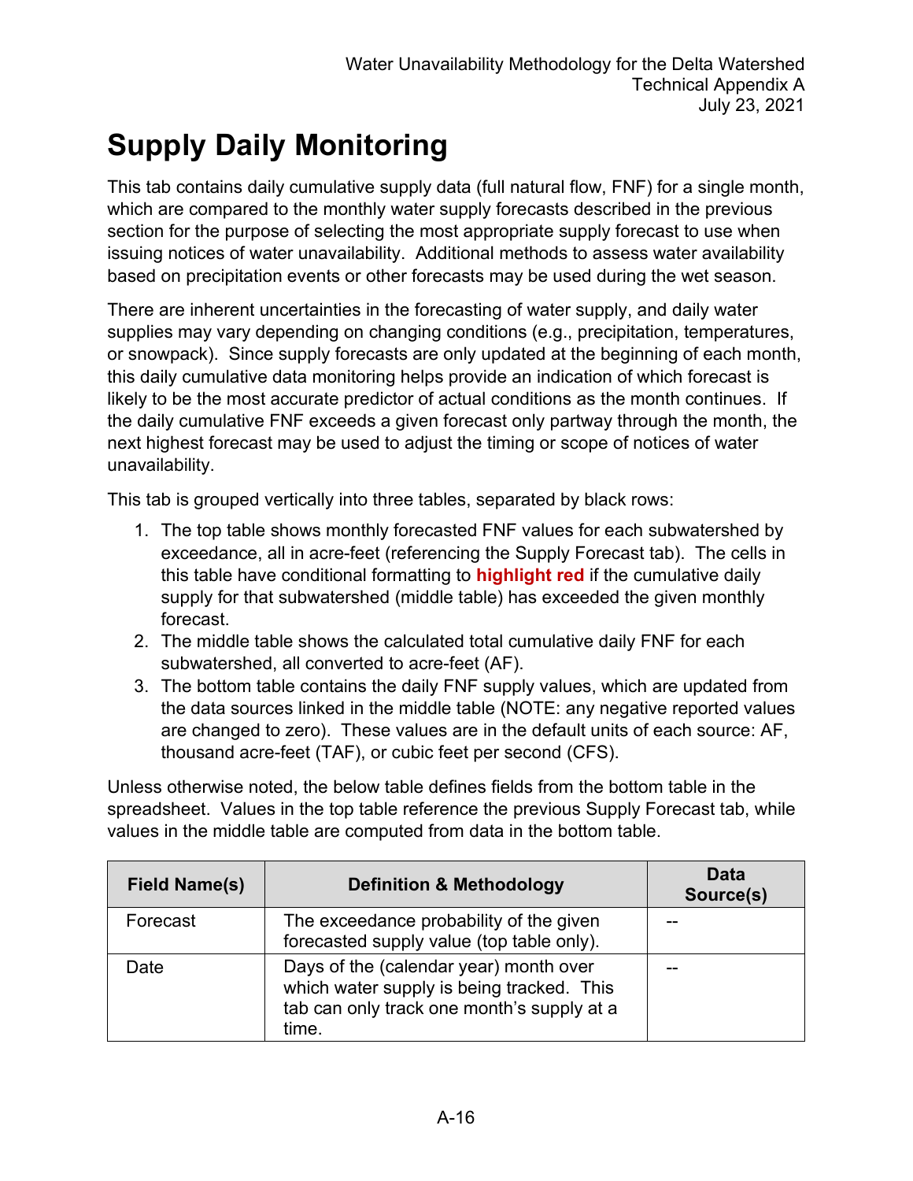# Supply Daily Monitoring

This tab contains daily cumulative supply data (full natural flow, FNF) for a single month, which are compared to the monthly water supply forecasts described in the previous section for the purpose of selecting the most appropriate supply forecast to use when issuing notices of water unavailability. Additional methods to assess water availability based on precipitation events or other forecasts may be used during the wet season.

There are inherent uncertainties in the forecasting of water supply, and daily water supplies may vary depending on changing conditions (e.g., precipitation, temperatures, or snowpack). Since supply forecasts are only updated at the beginning of each month, this daily cumulative data monitoring helps provide an indication of which forecast is likely to be the most accurate predictor of actual conditions as the month continues. If the daily cumulative FNF exceeds a given forecast only partway through the month, the next highest forecast may be used to adjust the timing or scope of notices of water unavailability.

This tab is grouped vertically into three tables, separated by black rows:

1. The top table shows monthly forecasted FNF values for each subwatershed by exceedance, all in acre-feet (referencing the Supply Forecast tab). The cells in this table have conditional formatting to **highlight red** if the cumulative daily supply for that subwatershed (middle table) has exceeded the given monthly forecast.
2. The middle table shows the calculated total cumulative daily FNF for each subwatershed, all converted to acre-feet (AF).
3. The bottom table contains the daily FNF supply values, which are updated from the data sources linked in the middle table (NOTE: any negative reported values are changed to zero). These values are in the default units of each source: AF, thousand acre-feet (TAF), or cubic feet per second (CFS).

Unless otherwise noted, the below table defines fields from the bottom table in the spreadsheet. Values in the top table reference the previous Supply Forecast tab, while values in the middle table are computed from data in the bottom table.

| Field Name(s) | Definition & Methodology | Data Source(s) |
| --- | --- | --- |
| Forecast | The exceedance probability of the given forecasted supply value (top table only). | -- |
| Date | Days of the (calendar year) month over which water supply is being tracked. This tab can only track one month's supply at a time. | -- |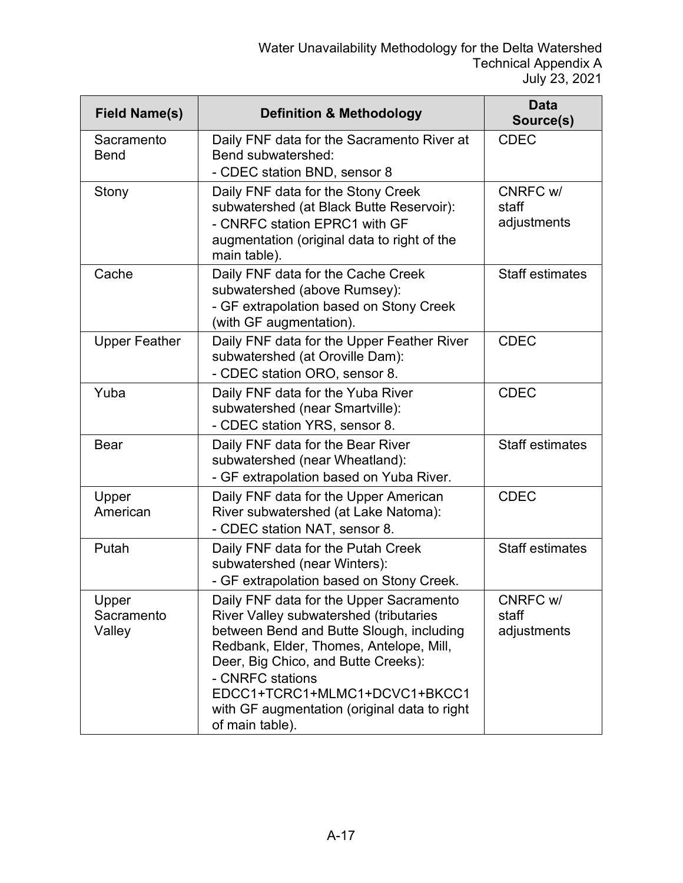| Field Name(s) | Definition & Methodology | Data Source(s) |
|---|---|---|
| Sacramento Bend | Daily FNF data for the Sacramento River at Bend subwatershed:<br>- CDEC station BND, sensor 8 | CDEC |
| Stony | Daily FNF data for the Stony Creek subwatershed (at Black Butte Reservoir):<br>- CNRFC station EPRC1 with GF augmentation (original data to right of the main table). | CNRFC w/ staff adjustments |
| Cache | Daily FNF data for the Cache Creek subwatershed (above Rumsey):<br>- GF extrapolation based on Stony Creek (with GF augmentation). | Staff estimates |
| Upper Feather | Daily FNF data for the Upper Feather River subwatershed (at Oroville Dam):<br>- CDEC station ORO, sensor 8. | CDEC |
| Yuba | Daily FNF data for the Yuba River subwatershed (near Smartville):<br>- CDEC station YRS, sensor 8. | CDEC |
| Bear | Daily FNF data for the Bear River subwatershed (near Wheatland):<br>- GF extrapolation based on Yuba River. | Staff estimates |
| Upper American | Daily FNF data for the Upper American River subwatershed (at Lake Natoma):<br>- CDEC station NAT, sensor 8. | CDEC |
| Putah | Daily FNF data for the Putah Creek subwatershed (near Winters):<br>- GF extrapolation based on Stony Creek. | Staff estimates |
| Upper Sacramento Valley | Daily FNF data for the Upper Sacramento River Valley subwatershed (tributaries between Bend and Butte Slough, including Redbank, Elder, Thomes, Antelope, Mill, Deer, Big Chico, and Butte Creeks):<br>- CNRFC stations EDCC1+TCRC1+MLMC1+DCVC1+BKCC1 with GF augmentation (original data to right of main table). | CNRFC w/ staff adjustments |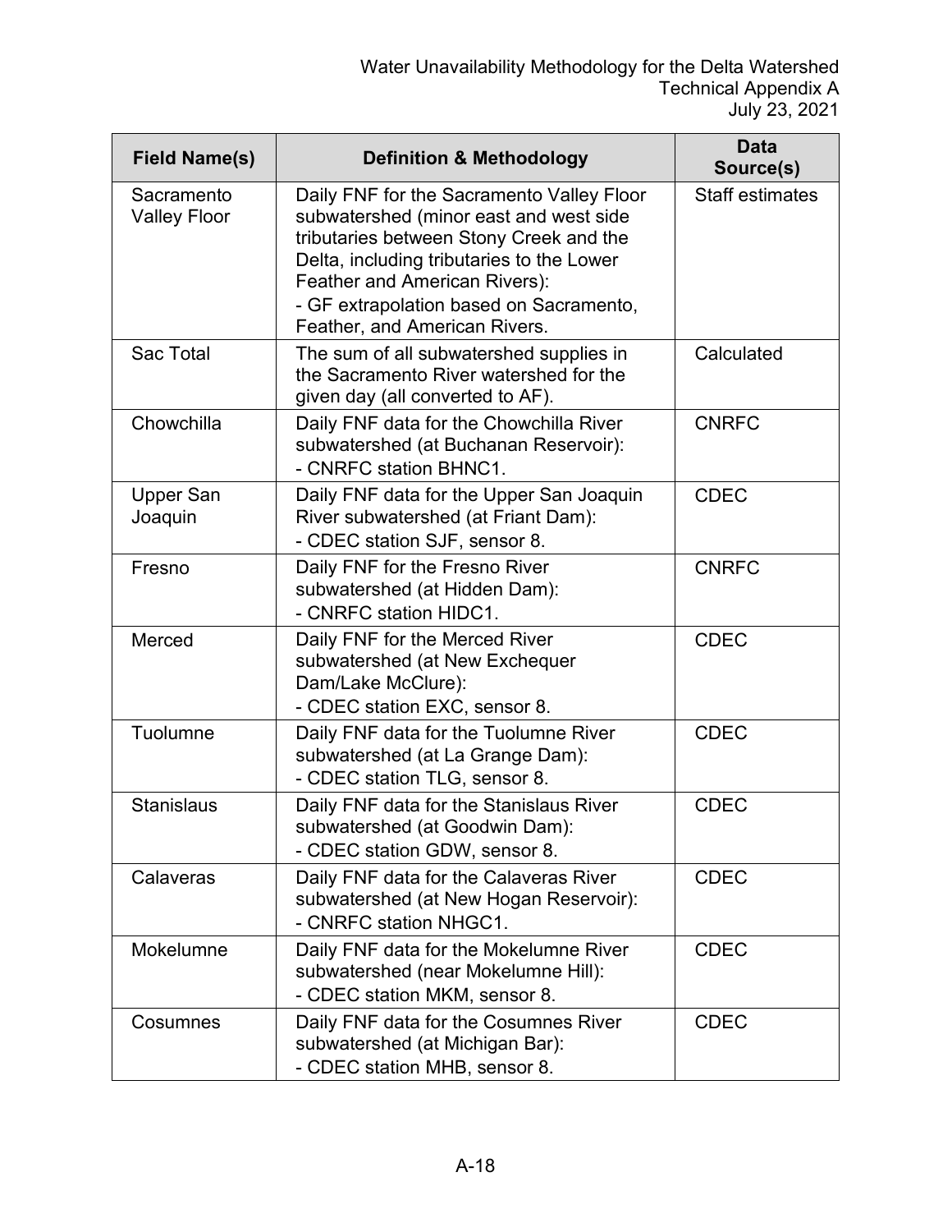| Field Name(s) | Definition & Methodology | Data Source(s) |
|---|---|---|
| Sacramento Valley Floor | Daily FNF for the Sacramento Valley Floor subwatershed (minor east and west side tributaries between Stony Creek and the Delta, including tributaries to the Lower Feather and American Rivers):<br>- GF extrapolation based on Sacramento, Feather, and American Rivers. | Staff estimates |
| Sac Total | The sum of all subwatershed supplies in the Sacramento River watershed for the given day (all converted to AF). | Calculated |
| Chowchilla | Daily FNF data for the Chowchilla River subwatershed (at Buchanan Reservoir):<br>- CNRFC station BHNC1. | CNRFC |
| Upper San Joaquin | Daily FNF data for the Upper San Joaquin River subwatershed (at Friant Dam):<br>- CDEC station SJF, sensor 8. | CDEC |
| Fresno | Daily FNF for the Fresno River subwatershed (at Hidden Dam):<br>- CNRFC station HIDC1. | CNRFC |
| Merced | Daily FNF for the Merced River subwatershed (at New Exchequer Dam/Lake McClure):<br>- CDEC station EXC, sensor 8. | CDEC |
| Tuolumne | Daily FNF data for the Tuolumne River subwatershed (at La Grange Dam):<br>- CDEC station TLG, sensor 8. | CDEC |
| Stanislaus | Daily FNF data for the Stanislaus River subwatershed (at Goodwin Dam):<br>- CDEC station GDW, sensor 8. | CDEC |
| Calaveras | Daily FNF data for the Calaveras River subwatershed (at New Hogan Reservoir):<br>- CNRFC station NHGC1. | CDEC |
| Mokelumne | Daily FNF data for the Mokelumne River subwatershed (near Mokelumne Hill):<br>- CDEC station MKM, sensor 8. | CDEC |
| Cosumnes | Daily FNF data for the Cosumnes River subwatershed (at Michigan Bar):<br>- CDEC station MHB, sensor 8. | CDEC |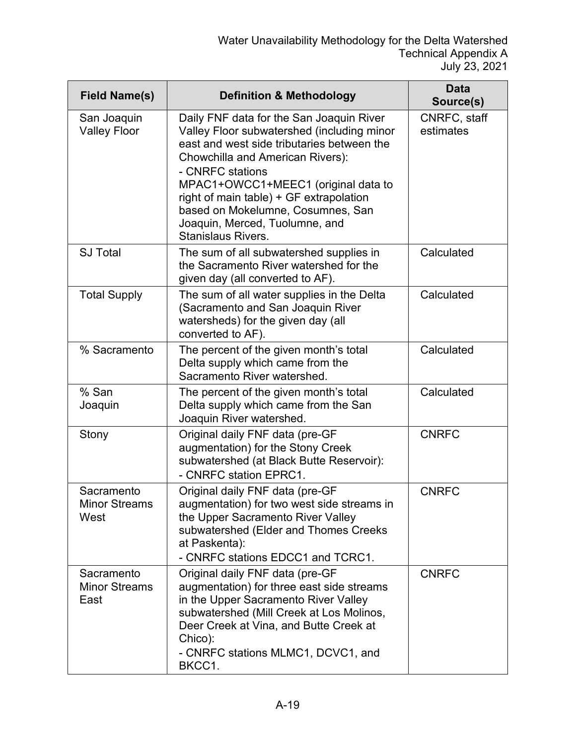| Field Name(s) | Definition & Methodology | Data Source(s) |
|---|---|---|
| San Joaquin Valley Floor | Daily FNF data for the San Joaquin River Valley Floor subwatershed (including minor east and west side tributaries between the Chowchilla and American Rivers):<br>- CNRFC stations MPAC1+OWCC1+MEEC1 (original data to right of main table) + GF extrapolation based on Mokelumne, Cosumnes, San Joaquin, Merced, Tuolumne, and Stanislaus Rivers. | CNRFC, staff estimates |
| SJ Total | The sum of all subwatershed supplies in the Sacramento River watershed for the given day (all converted to AF). | Calculated |
| Total Supply | The sum of all water supplies in the Delta (Sacramento and San Joaquin River watersheds) for the given day (all converted to AF). | Calculated |
| % Sacramento | The percent of the given month's total Delta supply which came from the Sacramento River watershed. | Calculated |
| % San Joaquin | The percent of the given month's total Delta supply which came from the San Joaquin River watershed. | Calculated |
| Stony | Original daily FNF data (pre-GF augmentation) for the Stony Creek subwatershed (at Black Butte Reservoir):<br>- CNRFC station EPRC1. | CNRFC |
| Sacramento Minor Streams West | Original daily FNF data (pre-GF augmentation) for two west side streams in the Upper Sacramento River Valley subwatershed (Elder and Thomes Creeks at Paskenta):<br>- CNRFC stations EDCC1 and TCRC1. | CNRFC |
| Sacramento Minor Streams East | Original daily FNF data (pre-GF augmentation) for three east side streams in the Upper Sacramento River Valley subwatershed (Mill Creek at Los Molinos, Deer Creek at Vina, and Butte Creek at Chico):<br>- CNRFC stations MLMC1, DCVC1, and BKCC1. | CNRFC |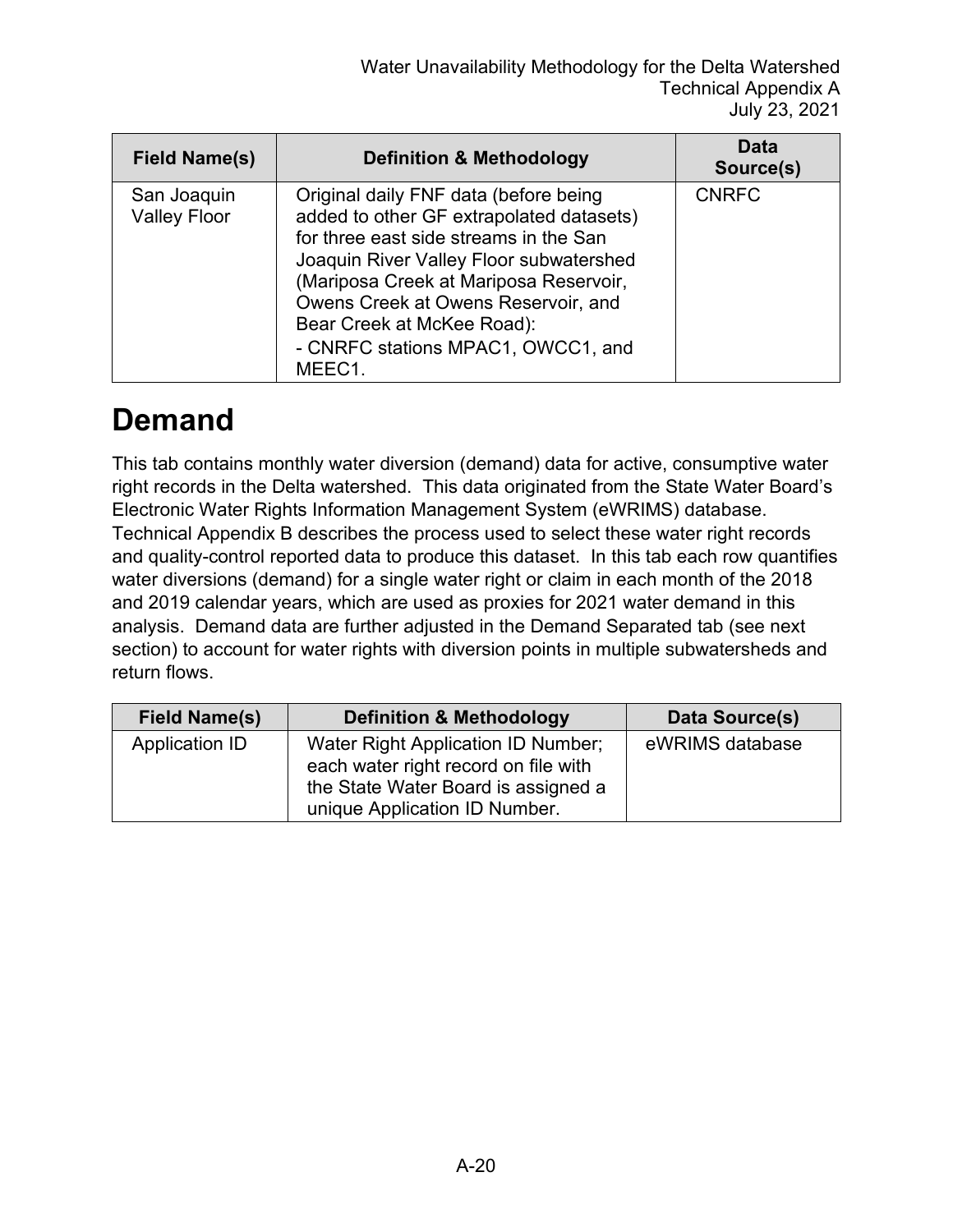| Field Name(s) | Definition & Methodology | Data Source(s) |
|---|---|---|
| San Joaquin Valley Floor | Original daily FNF data (before being added to other GF extrapolated datasets) for three east side streams in the San Joaquin River Valley Floor subwatershed (Mariposa Creek at Mariposa Reservoir, Owens Creek at Owens Reservoir, and Bear Creek at McKee Road):<br>- CNRFC stations MPAC1, OWCC1, and MEEC1. | CNRFC |

# Demand

This tab contains monthly water diversion (demand) data for active, consumptive water right records in the Delta watershed. This data originated from the State Water Board's Electronic Water Rights Information Management System (eWRIMS) database. Technical Appendix B describes the process used to select these water right records and quality-control reported data to produce this dataset. In this tab each row quantifies water diversions (demand) for a single water right or claim in each month of the 2018 and 2019 calendar years, which are used as proxies for 2021 water demand in this analysis. Demand data are further adjusted in the Demand Separated tab (see next section) to account for water rights with diversion points in multiple subwatersheds and return flows.

| Field Name(s) | Definition & Methodology | Data Source(s) |
|---|---|---|
| Application ID | Water Right Application ID Number; each water right record on file with the State Water Board is assigned a unique Application ID Number. | eWRIMS database |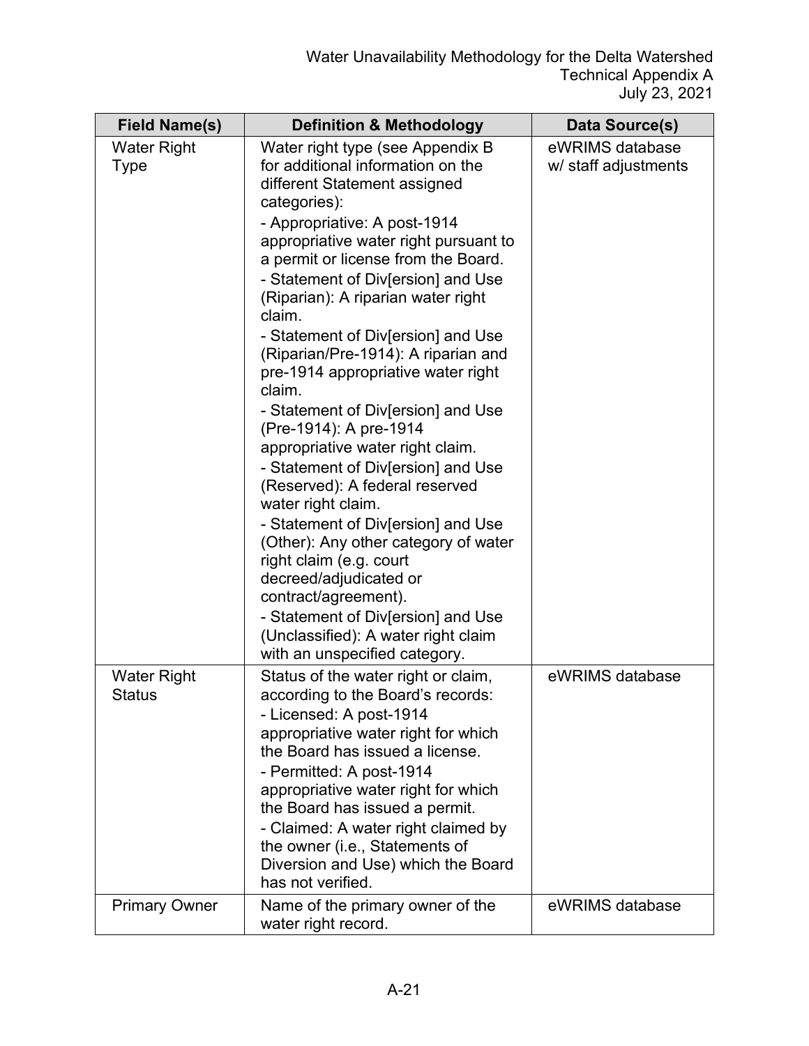| Field Name(s) | Definition & Methodology | Data Source(s) |
|---|---|---|
| Water Right Type | Water right type (see Appendix B for additional information on the different Statement assigned categories):<br>- Appropriative: A post-1914 appropriative water right pursuant to a permit or license from the Board.<br>- Statement of Div[ersion] and Use (Riparian): A riparian water right claim.<br>- Statement of Div[ersion] and Use (Riparian/Pre-1914): A riparian and pre-1914 appropriative water right claim.<br>- Statement of Div[ersion] and Use (Pre-1914): A pre-1914 appropriative water right claim.<br>- Statement of Div[ersion] and Use (Reserved): A federal reserved water right claim.<br>- Statement of Div[ersion] and Use (Other): Any other category of water right claim (e.g. court decreed/adjudicated or contract/agreement).<br>- Statement of Div[ersion] and Use (Unclassified): A water right claim with an unspecified category. | eWRIMS database w/ staff adjustments |
| Water Right Status | Status of the water right or claim, according to the Board's records:<br>- Licensed: A post-1914 appropriative water right for which the Board has issued a license.<br>- Permitted: A post-1914 appropriative water right for which the Board has issued a permit.<br>- Claimed: A water right claimed by the owner (i.e., Statements of Diversion and Use) which the Board has not verified. | eWRIMS database |
| Primary Owner | Name of the primary owner of the water right record. | eWRIMS database |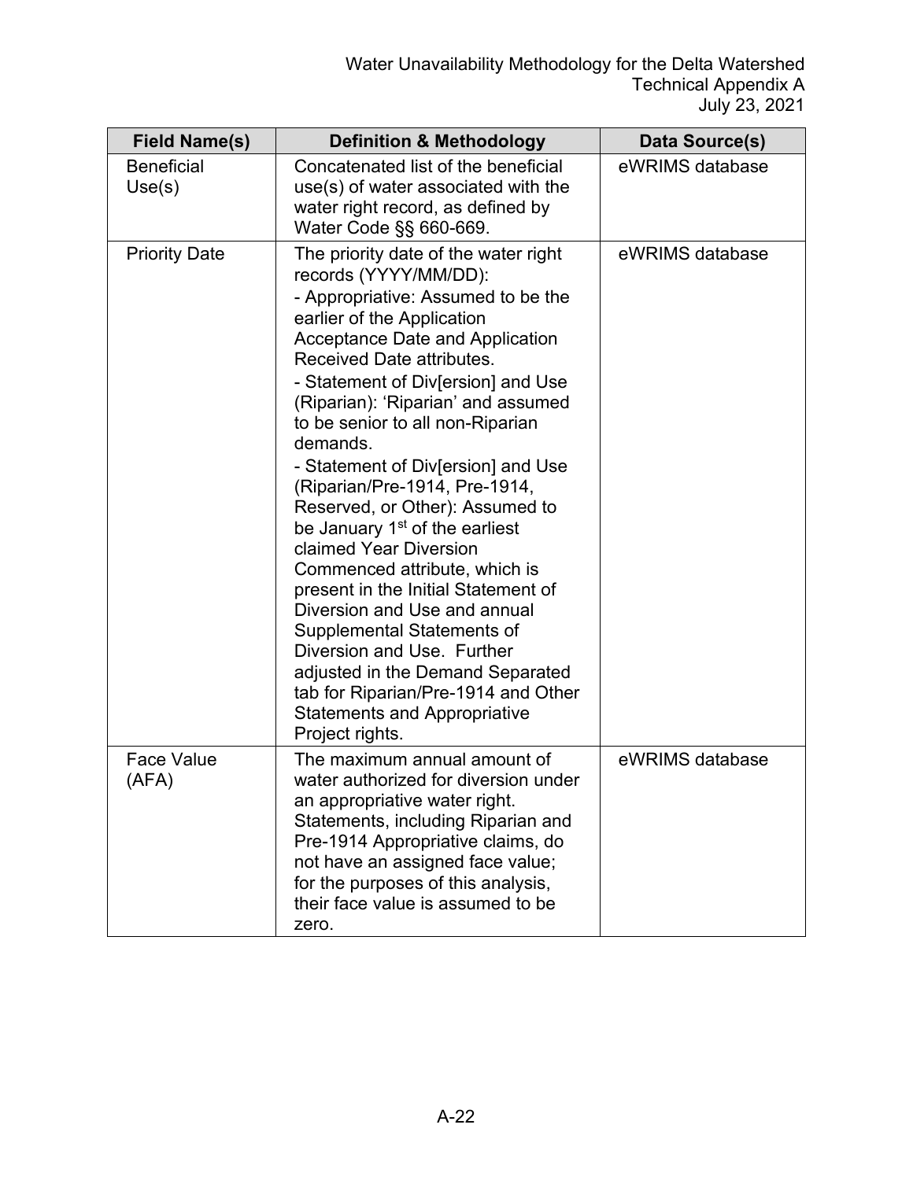| Field Name(s) | Definition & Methodology | Data Source(s) |
| --- | --- | --- |
| Beneficial Use(s) | Concatenated list of the beneficial use(s) of water associated with the water right record, as defined by Water Code §§ 660-669. | eWRIMS database |
| Priority Date | The priority date of the water right records (YYYY/MM/DD):<br>- Appropriative: Assumed to be the earlier of the Application Acceptance Date and Application Received Date attributes.<br>- Statement of Div[ersion] and Use (Riparian): 'Riparian' and assumed to be senior to all non-Riparian demands.<br>- Statement of Div[ersion] and Use (Riparian/Pre-1914, Pre-1914, Reserved, or Other): Assumed to be January 1st of the earliest claimed Year Diversion Commenced attribute, which is present in the Initial Statement of Diversion and Use and annual Supplemental Statements of Diversion and Use. Further adjusted in the Demand Separated tab for Riparian/Pre-1914 and Other Statements and Appropriative Project rights. | eWRIMS database |
| Face Value (AFA) | The maximum annual amount of water authorized for diversion under an appropriative water right. Statements, including Riparian and Pre-1914 Appropriative claims, do not have an assigned face value; for the purposes of this analysis, their face value is assumed to be zero. | eWRIMS database |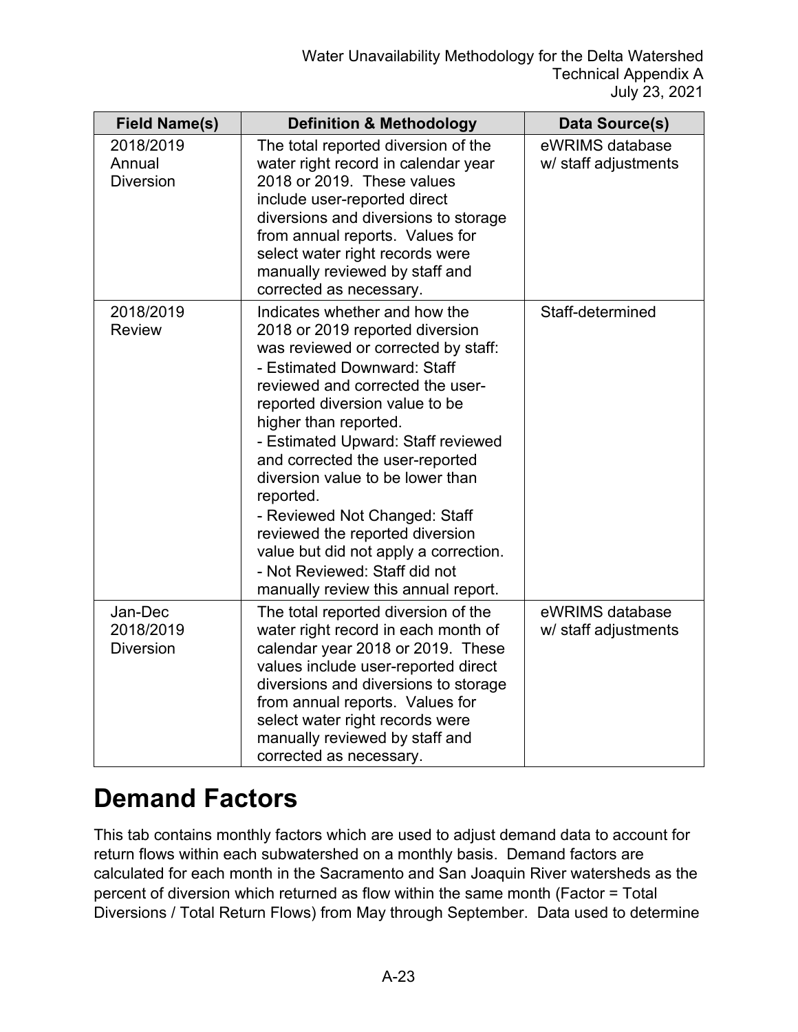| Field Name(s) | Definition & Methodology | Data Source(s) |
|---|---|---|
| 2018/2019 Annual Diversion | The total reported diversion of the water right record in calendar year 2018 or 2019. These values include user-reported direct diversions and diversions to storage from annual reports. Values for select water right records were manually reviewed by staff and corrected as necessary. | eWRIMS database w/ staff adjustments |
| 2018/2019 Review | Indicates whether and how the 2018 or 2019 reported diversion was reviewed or corrected by staff:<br>- Estimated Downward: Staff reviewed and corrected the user-reported diversion value to be higher than reported.<br>- Estimated Upward: Staff reviewed and corrected the user-reported diversion value to be lower than reported.<br>- Reviewed Not Changed: Staff reviewed the reported diversion value but did not apply a correction.<br>- Not Reviewed: Staff did not manually review this annual report. | Staff-determined |
| Jan-Dec 2018/2019 Diversion | The total reported diversion of the water right record in each month of calendar year 2018 or 2019. These values include user-reported direct diversions and diversions to storage from annual reports. Values for select water right records were manually reviewed by staff and corrected as necessary. | eWRIMS database w/ staff adjustments |

# Demand Factors

This tab contains monthly factors which are used to adjust demand data to account for return flows within each subwatershed on a monthly basis. Demand factors are calculated for each month in the Sacramento and San Joaquin River watersheds as the percent of diversion which returned as flow within the same month (Factor = Total Diversions / Total Return Flows) from May through September. Data used to determine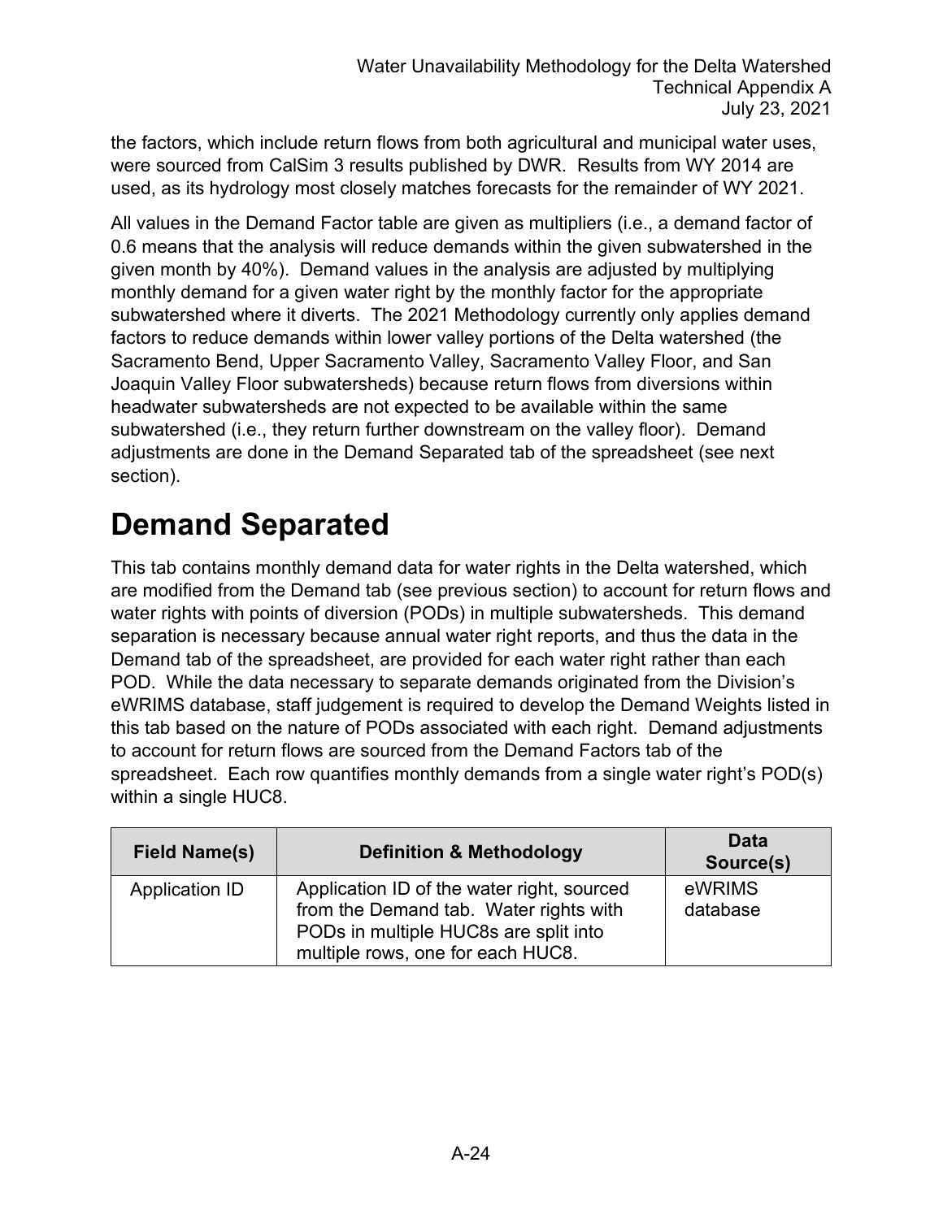the factors, which include return flows from both agricultural and municipal water uses, were sourced from CalSim 3 results published by DWR. Results from WY 2014 are used, as its hydrology most closely matches forecasts for the remainder of WY 2021.

All values in the Demand Factor table are given as multipliers (i.e., a demand factor of 0.6 means that the analysis will reduce demands within the given subwatershed in the given month by 40%). Demand values in the analysis are adjusted by multiplying monthly demand for a given water right by the monthly factor for the appropriate subwatershed where it diverts. The 2021 Methodology currently only applies demand factors to reduce demands within lower valley portions of the Delta watershed (the Sacramento Bend, Upper Sacramento Valley, Sacramento Valley Floor, and San Joaquin Valley Floor subwatersheds) because return flows from diversions within headwater subwatersheds are not expected to be available within the same subwatershed (i.e., they return further downstream on the valley floor). Demand adjustments are done in the Demand Separated tab of the spreadsheet (see next section).

# Demand Separated

This tab contains monthly demand data for water rights in the Delta watershed, which are modified from the Demand tab (see previous section) to account for return flows and water rights with points of diversion (PODs) in multiple subwatersheds. This demand separation is necessary because annual water right reports, and thus the data in the Demand tab of the spreadsheet, are provided for each water right rather than each POD. While the data necessary to separate demands originated from the Division's eWRIMS database, staff judgement is required to develop the Demand Weights listed in this tab based on the nature of PODs associated with each right. Demand adjustments to account for return flows are sourced from the Demand Factors tab of the spreadsheet. Each row quantifies monthly demands from a single water right's POD(s) within a single HUC8.

| Field Name(s) | Definition & Methodology | Data Source(s) |
|---|---|---|
| Application ID | Application ID of the water right, sourced from the Demand tab. Water rights with PODs in multiple HUC8s are split into multiple rows, one for each HUC8. | eWRIMS database |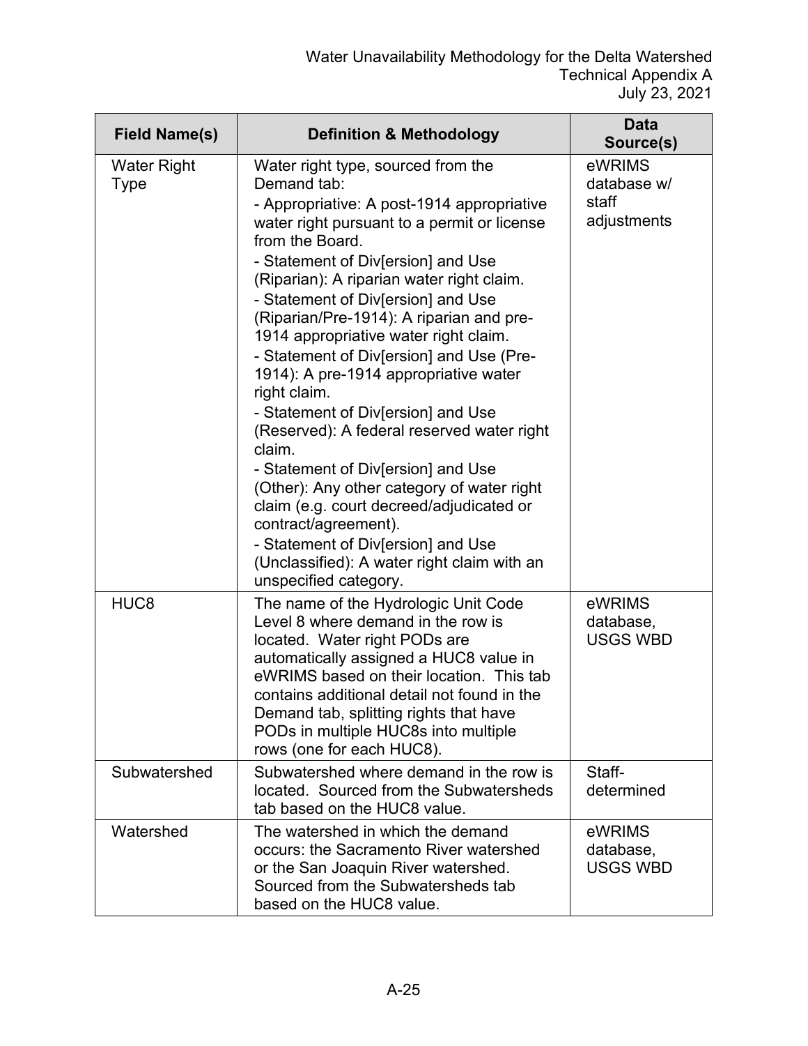| Field Name(s) | Definition & Methodology | Data Source(s) |
|---|---|---|
| Water Right Type | Water right type, sourced from the Demand tab:<br>- Appropriative: A post-1914 appropriative water right pursuant to a permit or license from the Board.<br>- Statement of Div[ersion] and Use (Riparian): A riparian water right claim.<br>- Statement of Div[ersion] and Use (Riparian/Pre-1914): A riparian and pre-1914 appropriative water right claim.<br>- Statement of Div[ersion] and Use (Pre-1914): A pre-1914 appropriative water right claim.<br>- Statement of Div[ersion] and Use (Reserved): A federal reserved water right claim.<br>- Statement of Div[ersion] and Use (Other): Any other category of water right claim (e.g. court decreed/adjudicated or contract/agreement).<br>- Statement of Div[ersion] and Use (Unclassified): A water right claim with an unspecified category. | eWRIMS database w/ staff adjustments |
| HUC8 | The name of the Hydrologic Unit Code Level 8 where demand in the row is located. Water right PODs are automatically assigned a HUC8 value in eWRIMS based on their location. This tab contains additional detail not found in the Demand tab, splitting rights that have PODs in multiple HUC8s into multiple rows (one for each HUC8). | eWRIMS database, USGS WBD |
| Subwatershed | Subwatershed where demand in the row is located. Sourced from the Subwatersheds tab based on the HUC8 value. | Staff-determined |
| Watershed | The watershed in which the demand occurs: the Sacramento River watershed or the San Joaquin River watershed. Sourced from the Subwatersheds tab based on the HUC8 value. | eWRIMS database, USGS WBD |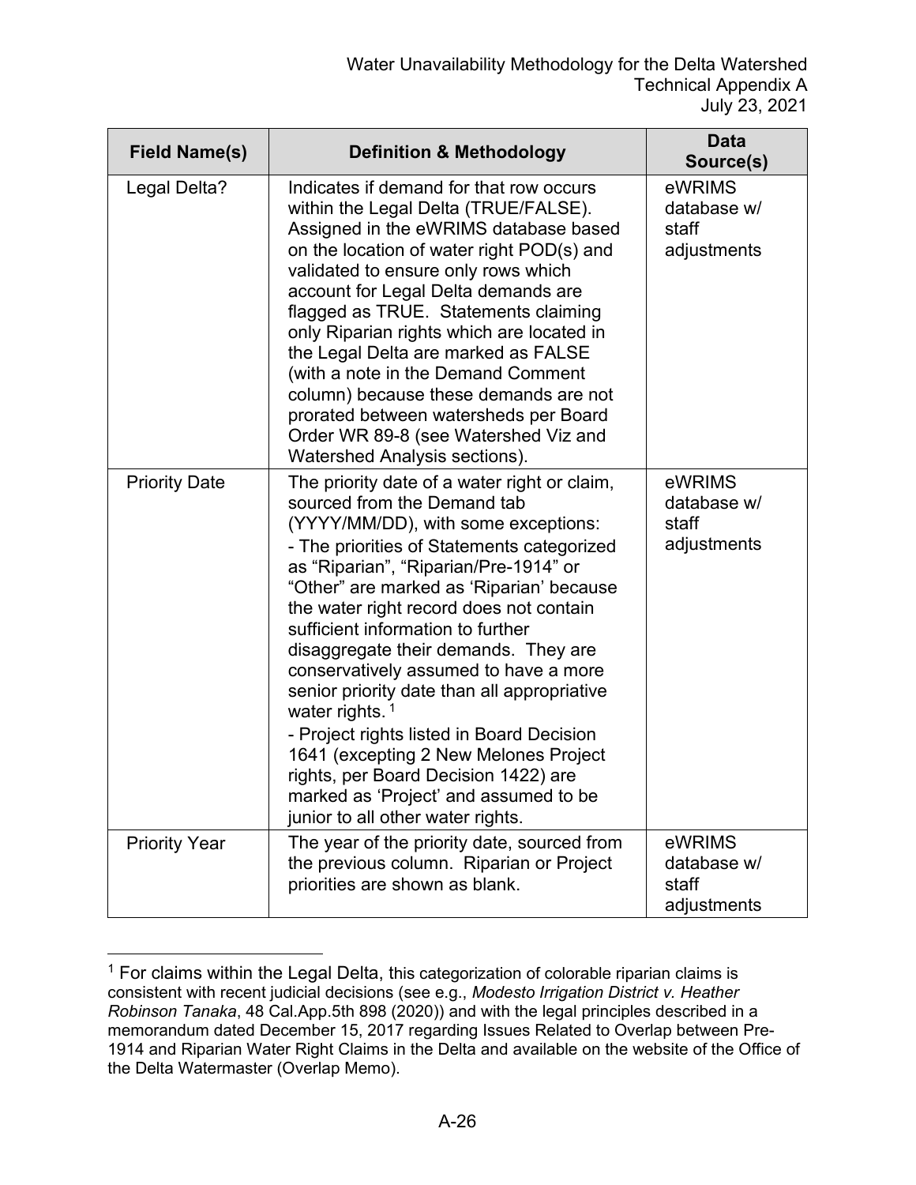| Field Name(s) | Definition & Methodology | Data Source(s) |
|---|---|---|
| Legal Delta? | Indicates if demand for that row occurs within the Legal Delta (TRUE/FALSE). Assigned in the eWRIMS database based on the location of water right POD(s) and validated to ensure only rows which account for Legal Delta demands are flagged as TRUE. Statements claiming only Riparian rights which are located in the Legal Delta are marked as FALSE (with a note in the Demand Comment column) because these demands are not prorated between watersheds per Board Order WR 89-8 (see Watershed Viz and Watershed Analysis sections). | eWRIMS database w/ staff adjustments |
| Priority Date | The priority date of a water right or claim, sourced from the Demand tab (YYYY/MM/DD), with some exceptions:<br>- The priorities of Statements categorized as "Riparian", "Riparian/Pre-1914" or "Other" are marked as 'Riparian' because the water right record does not contain sufficient information to further disaggregate their demands. They are conservatively assumed to have a more senior priority date than all appropriative water rights. [1]<br>- Project rights listed in Board Decision 1641 (excepting 2 New Melones Project rights, per Board Decision 1422) are marked as 'Project' and assumed to be junior to all other water rights. | eWRIMS database w/ staff adjustments |
| Priority Year | The year of the priority date, sourced from the previous column. Riparian or Project priorities are shown as blank. | eWRIMS database w/ staff adjustments |

[1] For claims within the Legal Delta, this categorization of colorable riparian claims is consistent with recent judicial decisions (see e.g., *Modesto Irrigation District v. Heather Robinson Tanaka*, 48 Cal.App.5th 898 (2020)) and with the legal principles described in a memorandum dated December 15, 2017 regarding Issues Related to Overlap between Pre-1914 and Riparian Water Right Claims in the Delta and available on the website of the Office of the Delta Watermaster (Overlap Memo).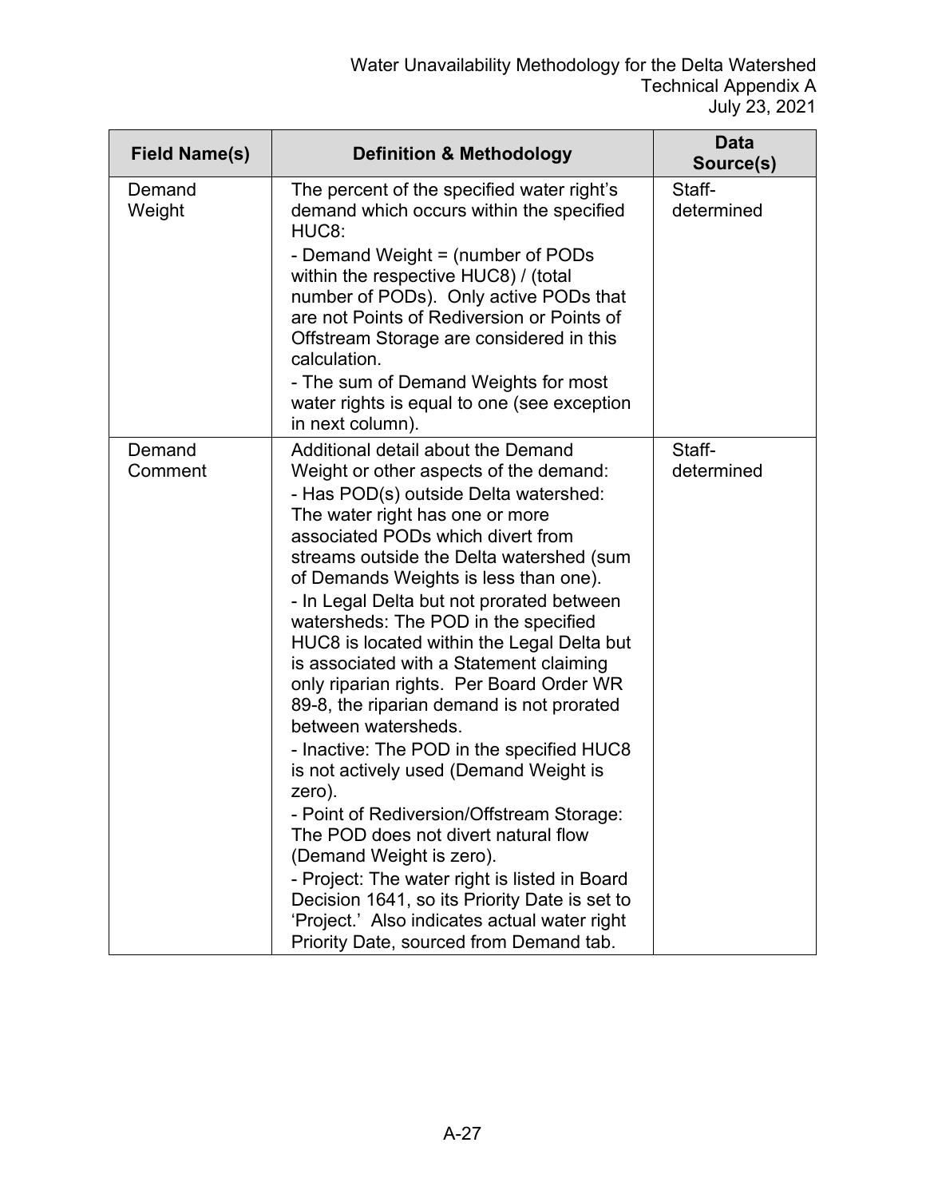| Field Name(s) | Definition & Methodology | Data Source(s) |
|---|---|---|
| Demand Weight | The percent of the specified water right's demand which occurs within the specified HUC8:<br>- Demand Weight = (number of PODs within the respective HUC8) / (total number of PODs). Only active PODs that are not Points of Rediversion or Points of Offstream Storage are considered in this calculation.<br>- The sum of Demand Weights for most water rights is equal to one (see exception in next column). | Staff-determined |
| Demand Comment | Additional detail about the Demand Weight or other aspects of the demand:<br>- Has POD(s) outside Delta watershed: The water right has one or more associated PODs which divert from streams outside the Delta watershed (sum of Demands Weights is less than one).<br>- In Legal Delta but not prorated between watersheds: The POD in the specified HUC8 is located within the Legal Delta but is associated with a Statement claiming only riparian rights. Per Board Order WR 89-8, the riparian demand is not prorated between watersheds.<br>- Inactive: The POD in the specified HUC8 is not actively used (Demand Weight is zero).<br>- Point of Rediversion/Offstream Storage: The POD does not divert natural flow (Demand Weight is zero).<br>- Project: The water right is listed in Board Decision 1641, so its Priority Date is set to 'Project.' Also indicates actual water right Priority Date, sourced from Demand tab. | Staff-determined |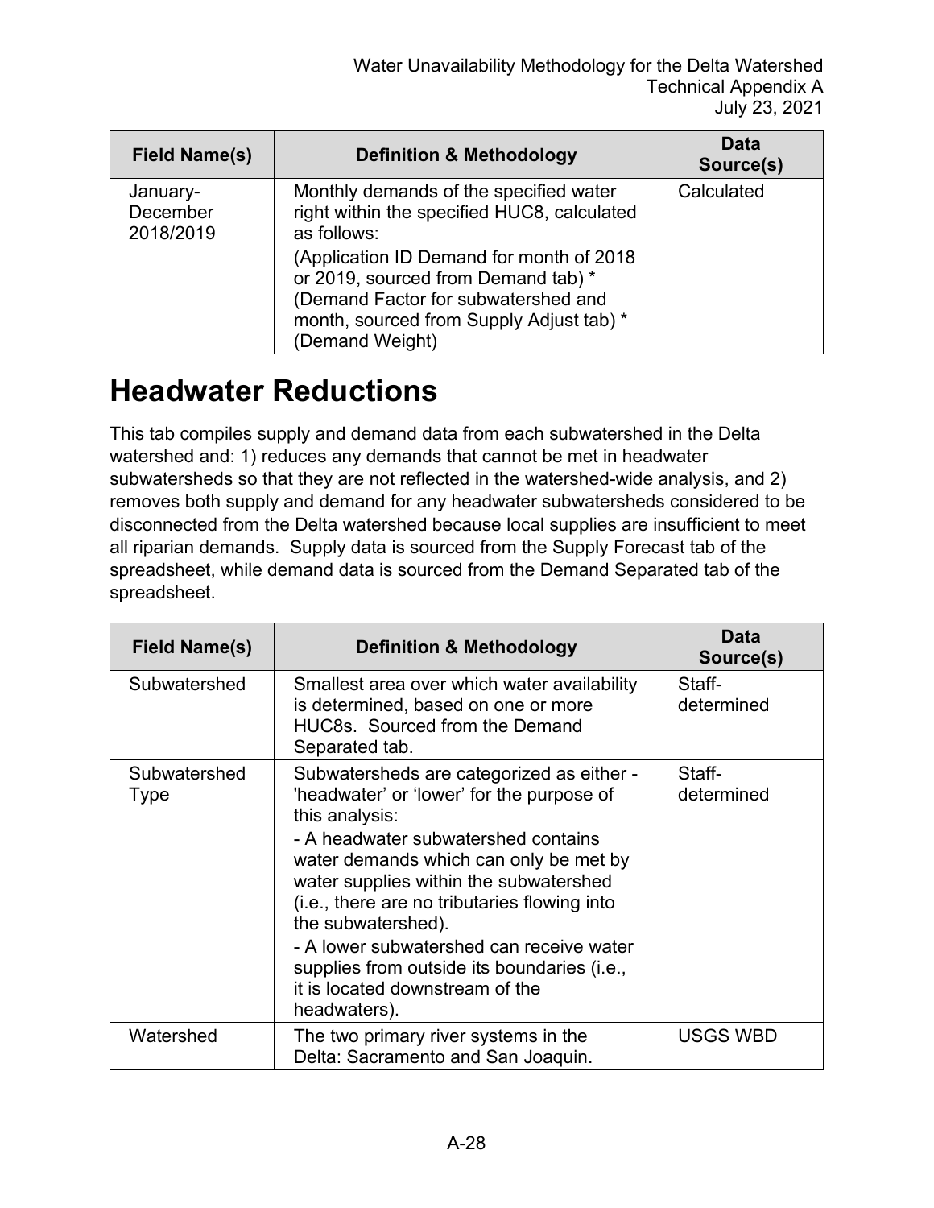| Field Name(s) | Definition & Methodology | Data Source(s) |
|---|---|---|
| January-December 2018/2019 | Monthly demands of the specified water right within the specified HUC8, calculated as follows:<br>(Application ID Demand for month of 2018 or 2019, sourced from Demand tab) * (Demand Factor for subwatershed and month, sourced from Supply Adjust tab) * (Demand Weight) | Calculated |

# Headwater Reductions

This tab compiles supply and demand data from each subwatershed in the Delta watershed and: 1) reduces any demands that cannot be met in headwater subwatersheds so that they are not reflected in the watershed-wide analysis, and 2) removes both supply and demand for any headwater subwatersheds considered to be disconnected from the Delta watershed because local supplies are insufficient to meet all riparian demands. Supply data is sourced from the Supply Forecast tab of the spreadsheet, while demand data is sourced from the Demand Separated tab of the spreadsheet.

| Field Name(s) | Definition & Methodology | Data Source(s) |
|---|---|---|
| Subwatershed | Smallest area over which water availability is determined, based on one or more HUC8s. Sourced from the Demand Separated tab. | Staff-determined |
| Subwatershed Type | Subwatersheds are categorized as either - 'headwater' or 'lower' for the purpose of this analysis:<br>- A headwater subwatershed contains water demands which can only be met by water supplies within the subwatershed (i.e., there are no tributaries flowing into the subwatershed).<br>- A lower subwatershed can receive water supplies from outside its boundaries (i.e., it is located downstream of the headwaters). | Staff-determined |
| Watershed | The two primary river systems in the Delta: Sacramento and San Joaquin. | USGS WBD |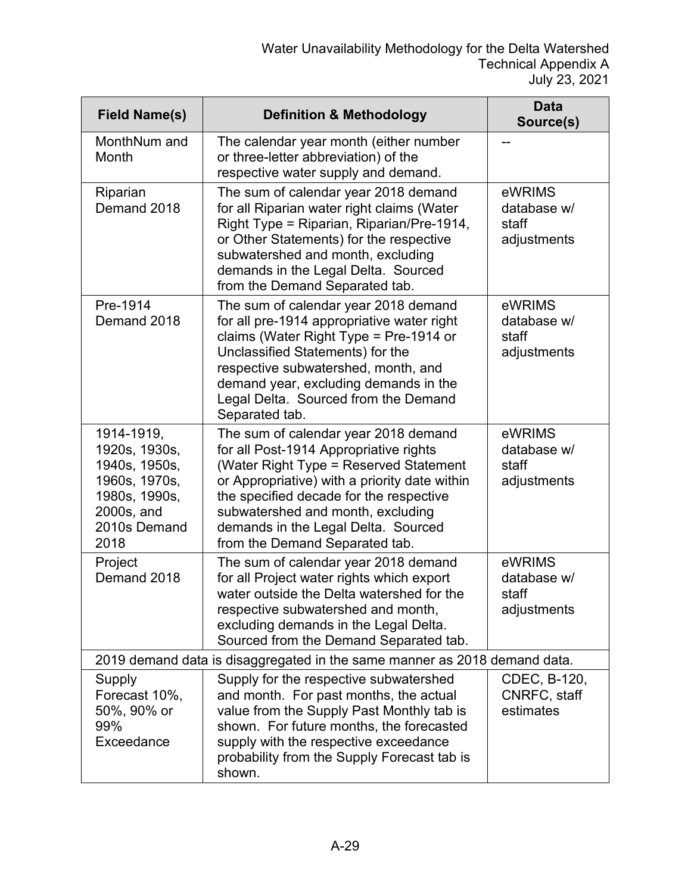| Field Name(s) | Definition & Methodology | Data Source(s) |
|---|---|---|
| MonthNum and Month | The calendar year month (either number or three-letter abbreviation) of the respective water supply and demand. | -- |
| Riparian Demand 2018 | The sum of calendar year 2018 demand for all Riparian water right claims (Water Right Type = Riparian, Riparian/Pre-1914, or Other Statements) for the respective subwatershed and month, excluding demands in the Legal Delta. Sourced from the Demand Separated tab. | eWRIMS database w/ staff adjustments |
| Pre-1914 Demand 2018 | The sum of calendar year 2018 demand for all pre-1914 appropriative water right claims (Water Right Type = Pre-1914 or Unclassified Statements) for the respective subwatershed, month, and demand year, excluding demands in the Legal Delta. Sourced from the Demand Separated tab. | eWRIMS database w/ staff adjustments |
| 1914-1919, 1920s, 1930s, 1940s, 1950s, 1960s, 1970s, 1980s, 1990s, 2000s, and 2010s Demand 2018 | The sum of calendar year 2018 demand for all Post-1914 Appropriative rights (Water Right Type = Reserved Statement or Appropriative) with a priority date within the specified decade for the respective subwatershed and month, excluding demands in the Legal Delta. Sourced from the Demand Separated tab. | eWRIMS database w/ staff adjustments |
| Project Demand 2018 | The sum of calendar year 2018 demand for all Project water rights which export water outside the Delta watershed for the respective subwatershed and month, excluding demands in the Legal Delta. Sourced from the Demand Separated tab. | eWRIMS database w/ staff adjustments |
| 2019 demand data is disaggregated in the same manner as 2018 demand data. | | |
| Supply Forecast 10%, 50%, 90% or 99% Exceedance | Supply for the respective subwatershed and month. For past months, the actual value from the Supply Past Monthly tab is shown. For future months, the forecasted supply with the respective exceedance probability from the Supply Forecast tab is shown. | CDEC, B-120, CNRFC, staff estimates |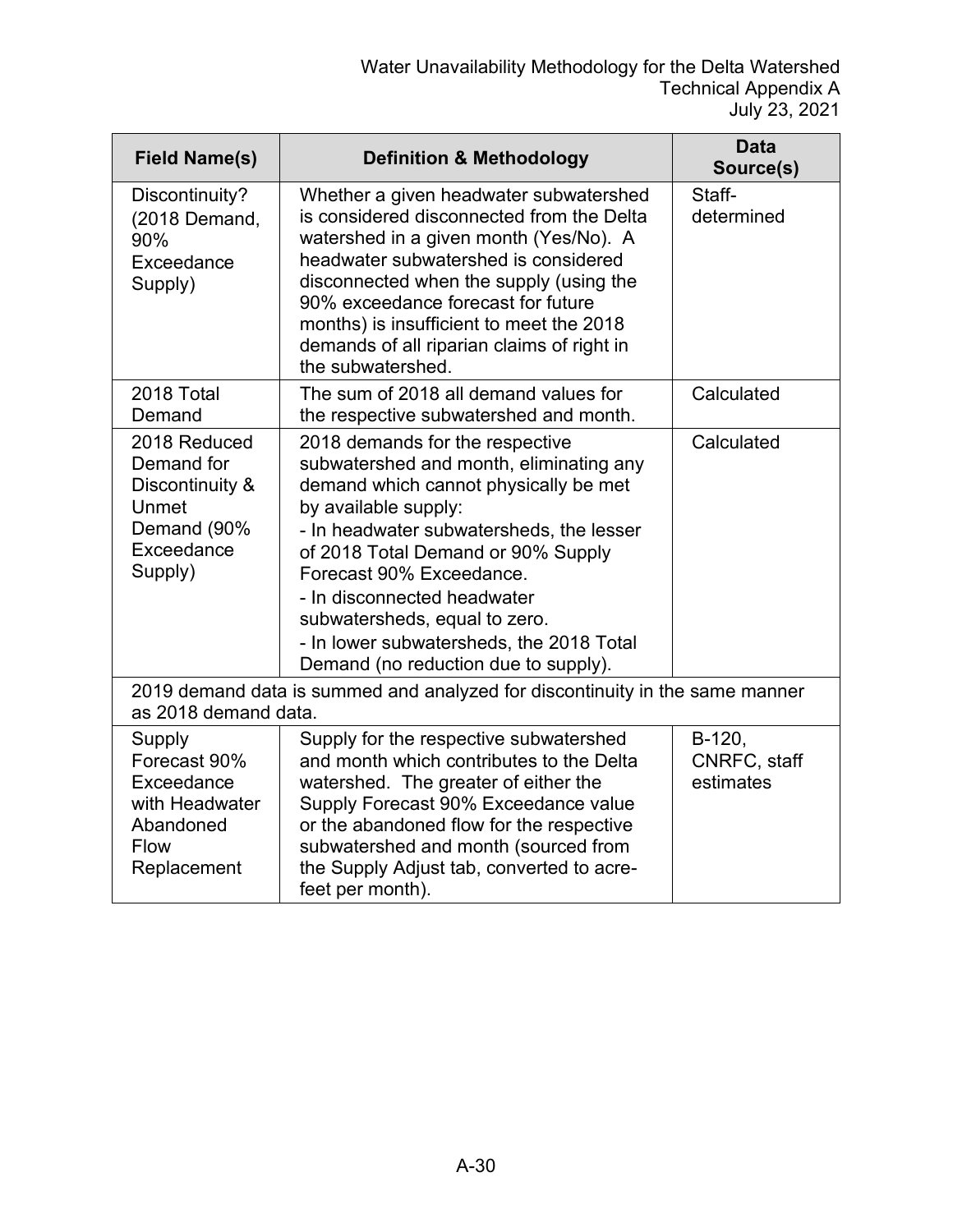| Field Name(s) | Definition & Methodology | Data Source(s) |
|---|---|---|
| Discontinuity? (2018 Demand, 90% Exceedance Supply) | Whether a given headwater subwatershed is considered disconnected from the Delta watershed in a given month (Yes/No). A headwater subwatershed is considered disconnected when the supply (using the 90% exceedance forecast for future months) is insufficient to meet the 2018 demands of all riparian claims of right in the subwatershed. | Staff-determined |
| 2018 Total Demand | The sum of 2018 all demand values for the respective subwatershed and month. | Calculated |
| 2018 Reduced Demand for Discontinuity & Unmet Demand (90% Exceedance Supply) | 2018 demands for the respective subwatershed and month, eliminating any demand which cannot physically be met by available supply:<br>- In headwater subwatersheds, the lesser of 2018 Total Demand or 90% Supply Forecast 90% Exceedance.<br>- In disconnected headwater subwatersheds, equal to zero.<br>- In lower subwatersheds, the 2018 Total Demand (no reduction due to supply). | Calculated |
| 2019 demand data is summed and analyzed for discontinuity in the same manner as 2018 demand data. | | |
| Supply Forecast 90% Exceedance with Headwater Abandoned Flow Replacement | Supply for the respective subwatershed and month which contributes to the Delta watershed. The greater of either the Supply Forecast 90% Exceedance value or the abandoned flow for the respective subwatershed and month (sourced from the Supply Adjust tab, converted to acre-feet per month). | B-120, CNRFC, staff estimates |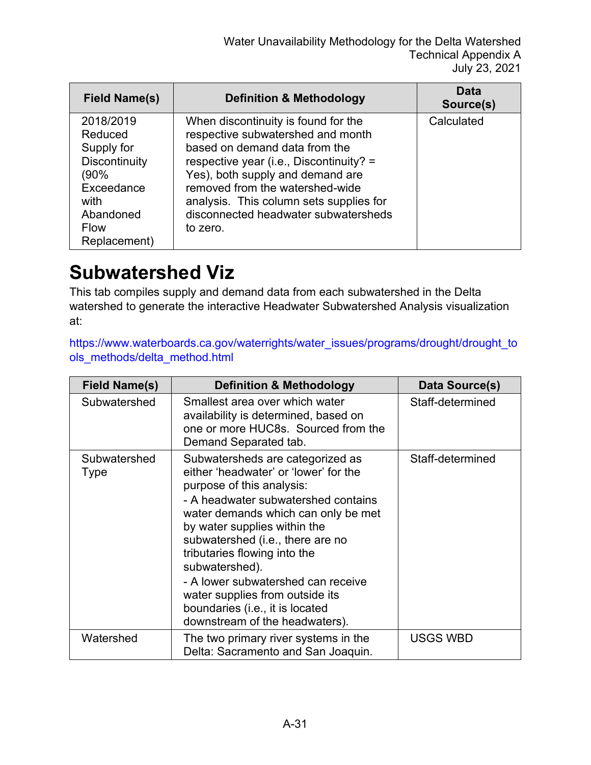| Field Name(s) | Definition & Methodology | Data Source(s) |
| --- | --- | --- |
| 2018/2019 Reduced Supply for Discontinuity (90% Exceedance with Abandoned Flow Replacement) | When discontinuity is found for the respective subwatershed and month based on demand data from the respective year (i.e., Discontinuity? = Yes), both supply and demand are removed from the watershed-wide analysis. This column sets supplies for disconnected headwater subwatersheds to zero. | Calculated |

# Subwatershed Viz

This tab compiles supply and demand data from each subwatershed in the Delta watershed to generate the interactive Headwater Subwatershed Analysis visualization at:

https://www.waterboards.ca.gov/waterrights/water_issues/programs/drought/drought_tools_methods/delta_method.html

| Field Name(s) | Definition & Methodology | Data Source(s) |
| --- | --- | --- |
| Subwatershed | Smallest area over which water availability is determined, based on one or more HUC8s. Sourced from the Demand Separated tab. | Staff-determined |
| Subwatershed Type | Subwatersheds are categorized as either 'headwater' or 'lower' for the purpose of this analysis:<br>- A headwater subwatershed contains water demands which can only be met by water supplies within the subwatershed (i.e., there are no tributaries flowing into the subwatershed).<br>- A lower subwatershed can receive water supplies from outside its boundaries (i.e., it is located downstream of the headwaters). | Staff-determined |
| Watershed | The two primary river systems in the Delta: Sacramento and San Joaquin. | USGS WBD |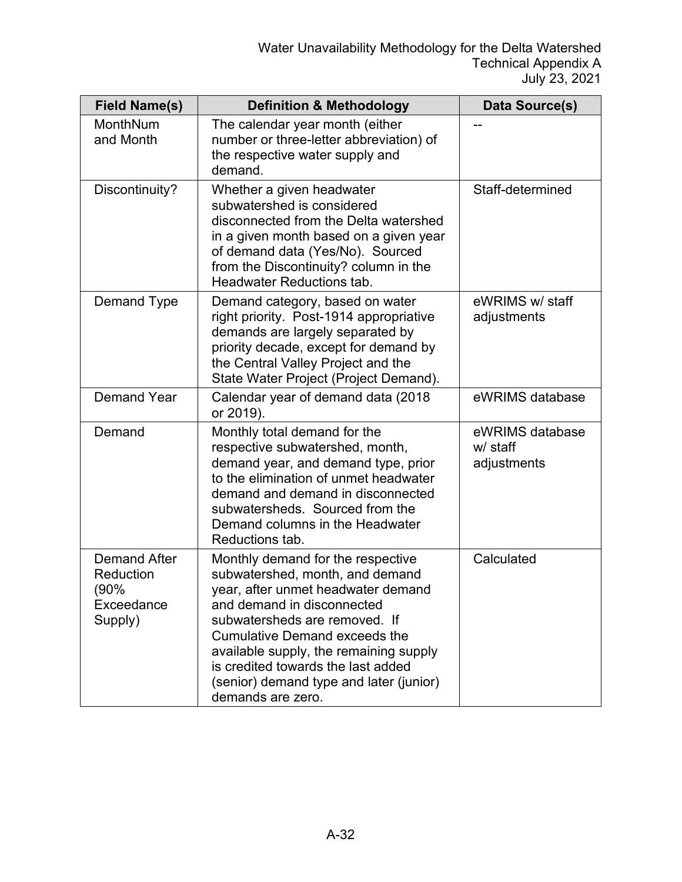| Field Name(s) | Definition & Methodology | Data Source(s) |
|---|---|---|
| MonthNum and Month | The calendar year month (either number or three-letter abbreviation) of the respective water supply and demand. | -- |
| Discontinuity? | Whether a given headwater subwatershed is considered disconnected from the Delta watershed in a given month based on a given year of demand data (Yes/No). Sourced from the Discontinuity? column in the Headwater Reductions tab. | Staff-determined |
| Demand Type | Demand category, based on water right priority. Post-1914 appropriative demands are largely separated by priority decade, except for demand by the Central Valley Project and the State Water Project (Project Demand). | eWRIMS w/ staff adjustments |
| Demand Year | Calendar year of demand data (2018 or 2019). | eWRIMS database |
| Demand | Monthly total demand for the respective subwatershed, month, demand year, and demand type, prior to the elimination of unmet headwater demand and demand in disconnected subwatersheds. Sourced from the Demand columns in the Headwater Reductions tab. | eWRIMS database w/ staff adjustments |
| Demand After Reduction (90% Exceedance Supply) | Monthly demand for the respective subwatershed, month, and demand year, after unmet headwater demand and demand in disconnected subwatersheds are removed. If Cumulative Demand exceeds the available supply, the remaining supply is credited towards the last added (senior) demand type and later (junior) demands are zero. | Calculated |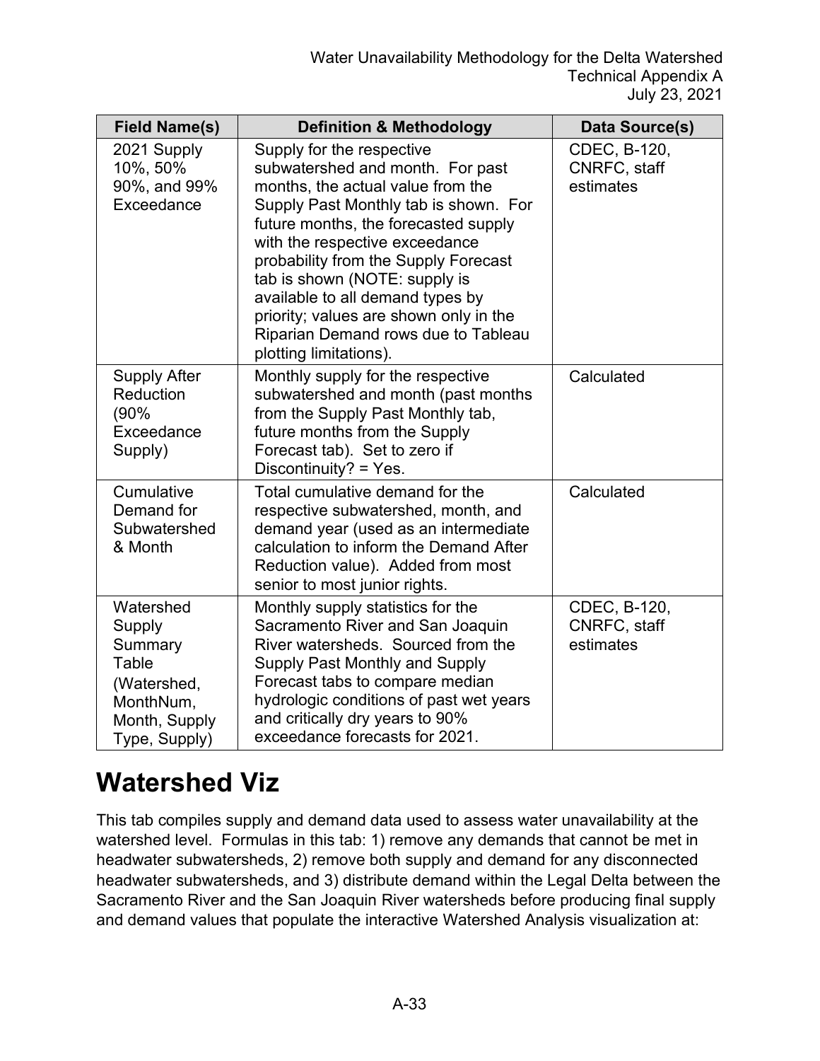| Field Name(s) | Definition & Methodology | Data Source(s) |
| --- | --- | --- |
| 2021 Supply 10%, 50% 90%, and 99% Exceedance | Supply for the respective subwatershed and month. For past months, the actual value from the Supply Past Monthly tab is shown. For future months, the forecasted supply with the respective exceedance probability from the Supply Forecast tab is shown (NOTE: supply is available to all demand types by priority; values are shown only in the Riparian Demand rows due to Tableau plotting limitations). | CDEC, B-120, CNRFC, staff estimates |
| Supply After Reduction (90% Exceedance Supply) | Monthly supply for the respective subwatershed and month (past months from the Supply Past Monthly tab, future months from the Supply Forecast tab). Set to zero if Discontinuity? = Yes. | Calculated |
| Cumulative Demand for Subwatershed & Month | Total cumulative demand for the respective subwatershed, month, and demand year (used as an intermediate calculation to inform the Demand After Reduction value). Added from most senior to most junior rights. | Calculated |
| Watershed Supply Summary Table (Watershed, MonthNum, Month, Supply Type, Supply) | Monthly supply statistics for the Sacramento River and San Joaquin River watersheds. Sourced from the Supply Past Monthly and Supply Forecast tabs to compare median hydrologic conditions of past wet years and critically dry years to 90% exceedance forecasts for 2021. | CDEC, B-120, CNRFC, staff estimates |

# Watershed Viz

This tab compiles supply and demand data used to assess water unavailability at the watershed level. Formulas in this tab: 1) remove any demands that cannot be met in headwater subwatersheds, 2) remove both supply and demand for any disconnected headwater subwatersheds, and 3) distribute demand within the Legal Delta between the Sacramento River and the San Joaquin River watersheds before producing final supply and demand values that populate the interactive Watershed Analysis visualization at: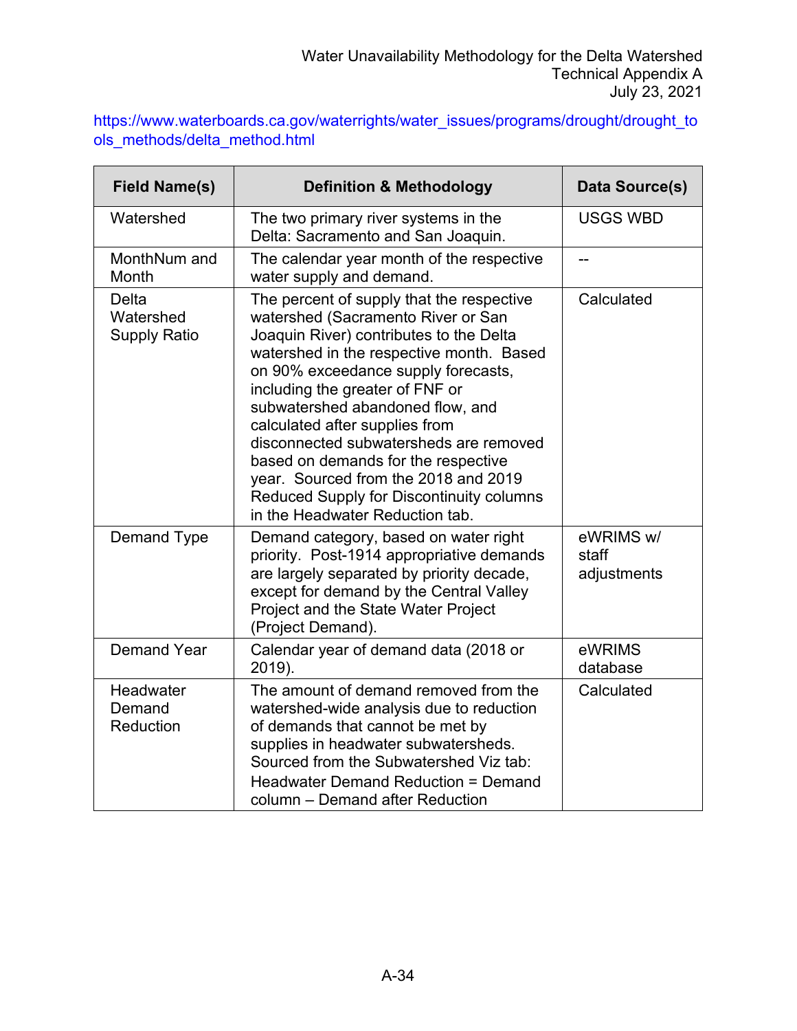https://www.waterboards.ca.gov/waterrights/water_issues/programs/drought/drought_tools_methods/delta_method.html

| Field Name(s) | Definition & Methodology | Data Source(s) |
|---|---|---|
| Watershed | The two primary river systems in the Delta: Sacramento and San Joaquin. | USGS WBD |
| MonthNum and Month | The calendar year month of the respective water supply and demand. | -- |
| Delta Watershed Supply Ratio | The percent of supply that the respective watershed (Sacramento River or San Joaquin River) contributes to the Delta watershed in the respective month. Based on 90% exceedance supply forecasts, including the greater of FNF or subwatershed abandoned flow, and calculated after supplies from disconnected subwatersheds are removed based on demands for the respective year. Sourced from the 2018 and 2019 Reduced Supply for Discontinuity columns in the Headwater Reduction tab. | Calculated |
| Demand Type | Demand category, based on water right priority. Post-1914 appropriative demands are largely separated by priority decade, except for demand by the Central Valley Project and the State Water Project (Project Demand). | eWRIMS w/ staff adjustments |
| Demand Year | Calendar year of demand data (2018 or 2019). | eWRIMS database |
| Headwater Demand Reduction | The amount of demand removed from the watershed-wide analysis due to reduction of demands that cannot be met by supplies in headwater subwatersheds. Sourced from the Subwatershed Viz tab: Headwater Demand Reduction = Demand column – Demand after Reduction | Calculated |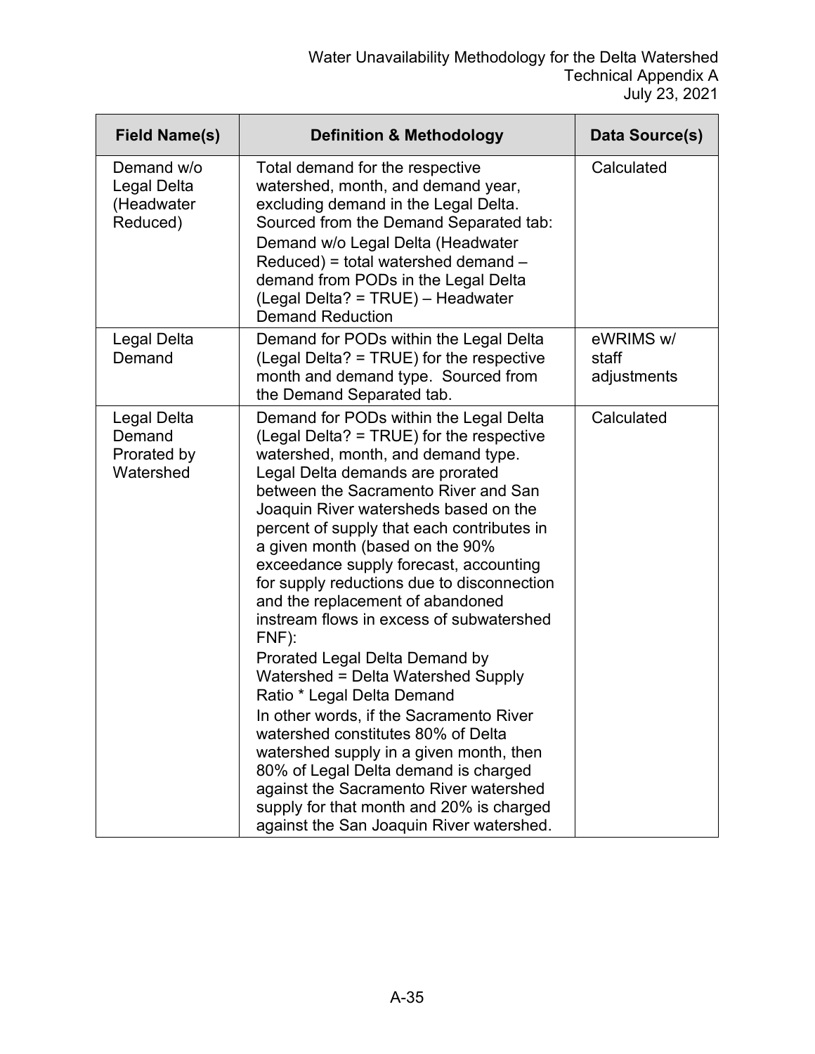| Field Name(s) | Definition & Methodology | Data Source(s) |
|---|---|---|
| Demand w/o Legal Delta (Headwater Reduced) | Total demand for the respective watershed, month, and demand year, excluding demand in the Legal Delta. Sourced from the Demand Separated tab: Demand w/o Legal Delta (Headwater Reduced) = total watershed demand – demand from PODs in the Legal Delta (Legal Delta? = TRUE) – Headwater Demand Reduction | Calculated |
| Legal Delta Demand | Demand for PODs within the Legal Delta (Legal Delta? = TRUE) for the respective month and demand type. Sourced from the Demand Separated tab. | eWRIMS w/ staff adjustments |
| Legal Delta Demand Prorated by Watershed | Demand for PODs within the Legal Delta (Legal Delta? = TRUE) for the respective watershed, month, and demand type. Legal Delta demands are prorated between the Sacramento River and San Joaquin River watersheds based on the percent of supply that each contributes in a given month (based on the 90% exceedance supply forecast, accounting for supply reductions due to disconnection and the replacement of abandoned instream flows in excess of subwatershed FNF): Prorated Legal Delta Demand by Watershed = Delta Watershed Supply Ratio * Legal Delta Demand In other words, if the Sacramento River watershed constitutes 80% of Delta watershed supply in a given month, then 80% of Legal Delta demand is charged against the Sacramento River watershed supply for that month and 20% is charged against the San Joaquin River watershed. | Calculated |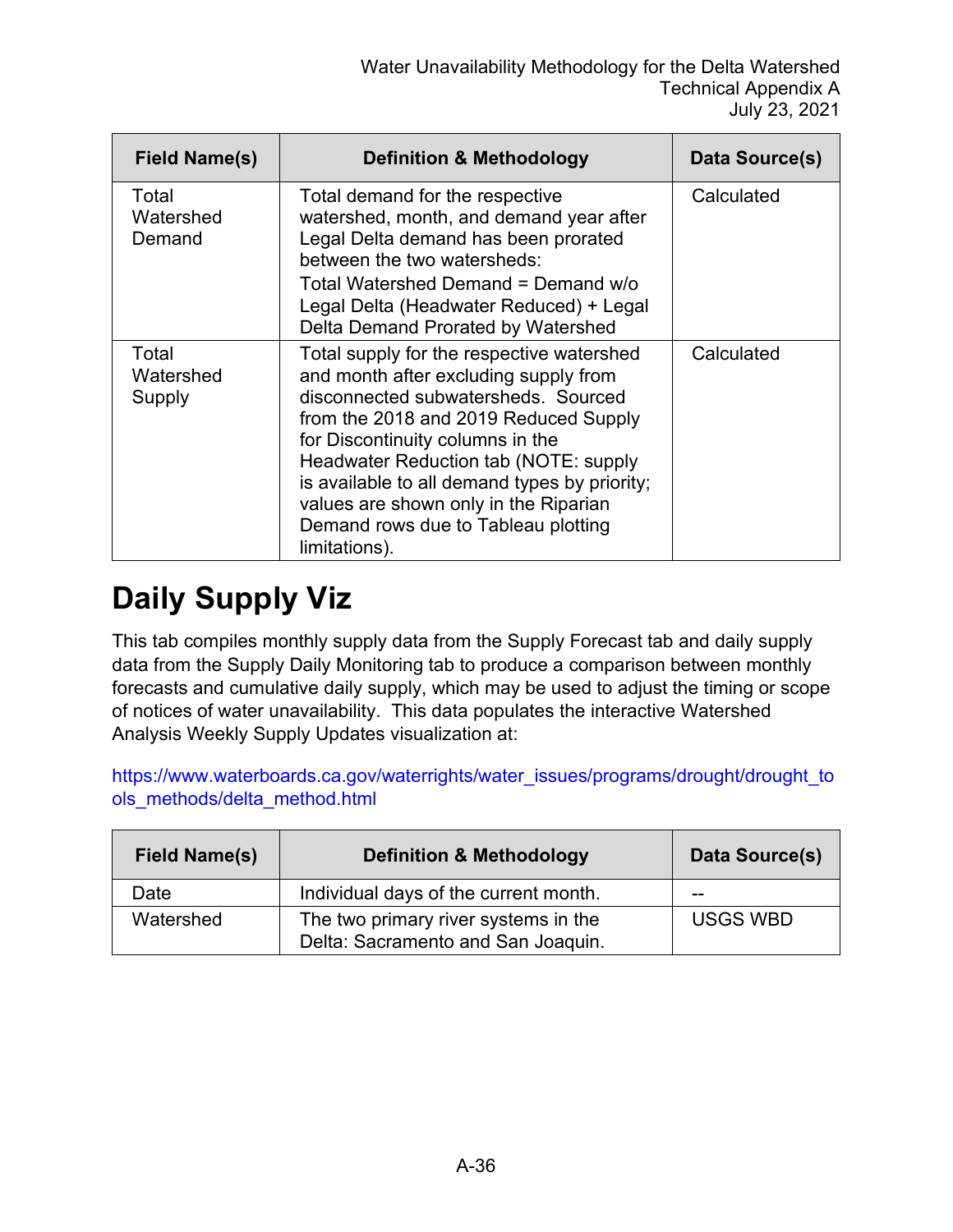| Field Name(s) | Definition & Methodology | Data Source(s) |
|---|---|---|
| Total Watershed Demand | Total demand for the respective watershed, month, and demand year after Legal Delta demand has been prorated between the two watersheds: Total Watershed Demand = Demand w/o Legal Delta (Headwater Reduced) + Legal Delta Demand Prorated by Watershed | Calculated |
| Total Watershed Supply | Total supply for the respective watershed and month after excluding supply from disconnected subwatersheds. Sourced from the 2018 and 2019 Reduced Supply for Discontinuity columns in the Headwater Reduction tab (NOTE: supply is available to all demand types by priority; values are shown only in the Riparian Demand rows due to Tableau plotting limitations). | Calculated |

# Daily Supply Viz

This tab compiles monthly supply data from the Supply Forecast tab and daily supply data from the Supply Daily Monitoring tab to produce a comparison between monthly forecasts and cumulative daily supply, which may be used to adjust the timing or scope of notices of water unavailability. This data populates the interactive Watershed Analysis Weekly Supply Updates visualization at:

https://www.waterboards.ca.gov/waterrights/water_issues/programs/drought/drought_tools_methods/delta_method.html

| Field Name(s) | Definition & Methodology | Data Source(s) |
|---|---|---|
| Date | Individual days of the current month. | -- |
| Watershed | The two primary river systems in the Delta: Sacramento and San Joaquin. | USGS WBD |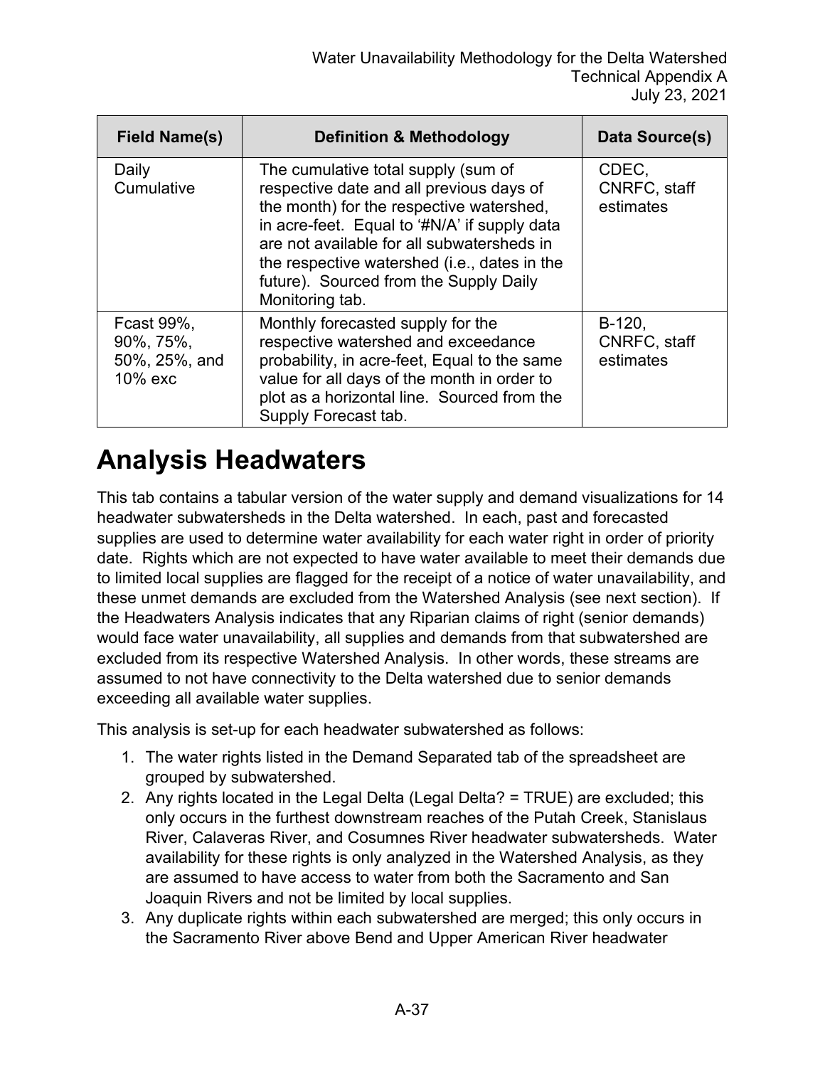| Field Name(s) | Definition & Methodology | Data Source(s) |
|---|---|---|
| Daily Cumulative | The cumulative total supply (sum of respective date and all previous days of the month) for the respective watershed, in acre-feet. Equal to '#N/A' if supply data are not available for all subwatersheds in the respective watershed (i.e., dates in the future). Sourced from the Supply Daily Monitoring tab. | CDEC, CNRFC, staff estimates |
| Fcast 99%, 90%, 75%, 50%, 25%, and 10% exc | Monthly forecasted supply for the respective watershed and exceedance probability, in acre-feet, Equal to the same value for all days of the month in order to plot as a horizontal line. Sourced from the Supply Forecast tab. | B-120, CNRFC, staff estimates |

# Analysis Headwaters

This tab contains a tabular version of the water supply and demand visualizations for 14 headwater subwatersheds in the Delta watershed. In each, past and forecasted supplies are used to determine water availability for each water right in order of priority date. Rights which are not expected to have water available to meet their demands due to limited local supplies are flagged for the receipt of a notice of water unavailability, and these unmet demands are excluded from the Watershed Analysis (see next section). If the Headwaters Analysis indicates that any Riparian claims of right (senior demands) would face water unavailability, all supplies and demands from that subwatershed are excluded from its respective Watershed Analysis. In other words, these streams are assumed to not have connectivity to the Delta watershed due to senior demands exceeding all available water supplies.

This analysis is set-up for each headwater subwatershed as follows:

1. The water rights listed in the Demand Separated tab of the spreadsheet are grouped by subwatershed.
2. Any rights located in the Legal Delta (Legal Delta? = TRUE) are excluded; this only occurs in the furthest downstream reaches of the Putah Creek, Stanislaus River, Calaveras River, and Cosumnes River headwater subwatersheds. Water availability for these rights is only analyzed in the Watershed Analysis, as they are assumed to have access to water from both the Sacramento and San Joaquin Rivers and not be limited by local supplies.
3. Any duplicate rights within each subwatershed are merged; this only occurs in the Sacramento River above Bend and Upper American River headwater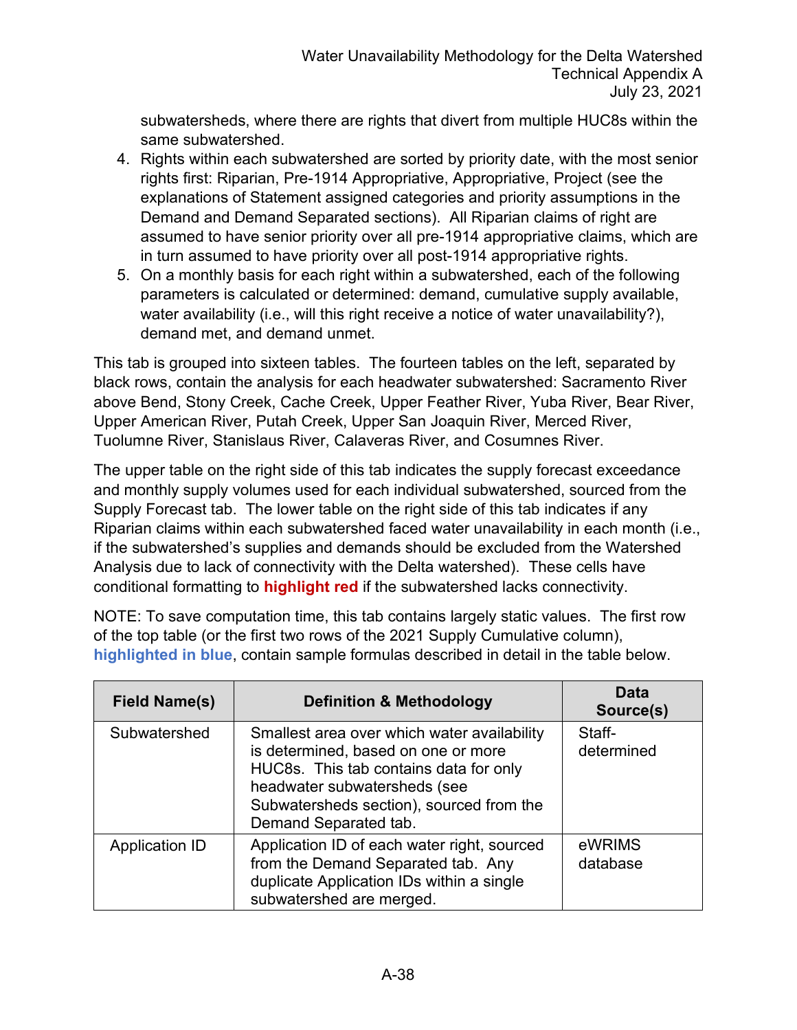subwatersheds, where there are rights that divert from multiple HUC8s within the same subwatershed.

4. Rights within each subwatershed are sorted by priority date, with the most senior rights first: Riparian, Pre-1914 Appropriative, Appropriative, Project (see the explanations of Statement assigned categories and priority assumptions in the Demand and Demand Separated sections). All Riparian claims of right are assumed to have senior priority over all pre-1914 appropriative claims, which are in turn assumed to have priority over all post-1914 appropriative rights.
5. On a monthly basis for each right within a subwatershed, each of the following parameters is calculated or determined: demand, cumulative supply available, water availability (i.e., will this right receive a notice of water unavailability?), demand met, and demand unmet.

This tab is grouped into sixteen tables. The fourteen tables on the left, separated by black rows, contain the analysis for each headwater subwatershed: Sacramento River above Bend, Stony Creek, Cache Creek, Upper Feather River, Yuba River, Bear River, Upper American River, Putah Creek, Upper San Joaquin River, Merced River, Tuolumne River, Stanislaus River, Calaveras River, and Cosumnes River.

The upper table on the right side of this tab indicates the supply forecast exceedance and monthly supply volumes used for each individual subwatershed, sourced from the Supply Forecast tab. The lower table on the right side of this tab indicates if any Riparian claims within each subwatershed faced water unavailability in each month (i.e., if the subwatershed's supplies and demands should be excluded from the Watershed Analysis due to lack of connectivity with the Delta watershed). These cells have conditional formatting to **highlight red** if the subwatershed lacks connectivity.

NOTE: To save computation time, this tab contains largely static values. The first row of the top table (or the first two rows of the 2021 Supply Cumulative column), **highlighted in blue**, contain sample formulas described in detail in the table below.

| Field Name(s) | Definition & Methodology | Data Source(s) |
|---|---|---|
| Subwatershed | Smallest area over which water availability is determined, based on one or more HUC8s. This tab contains data for only headwater subwatersheds (see Subwatersheds section), sourced from the Demand Separated tab. | Staff-determined |
| Application ID | Application ID of each water right, sourced from the Demand Separated tab. Any duplicate Application IDs within a single subwatershed are merged. | eWRIMS database |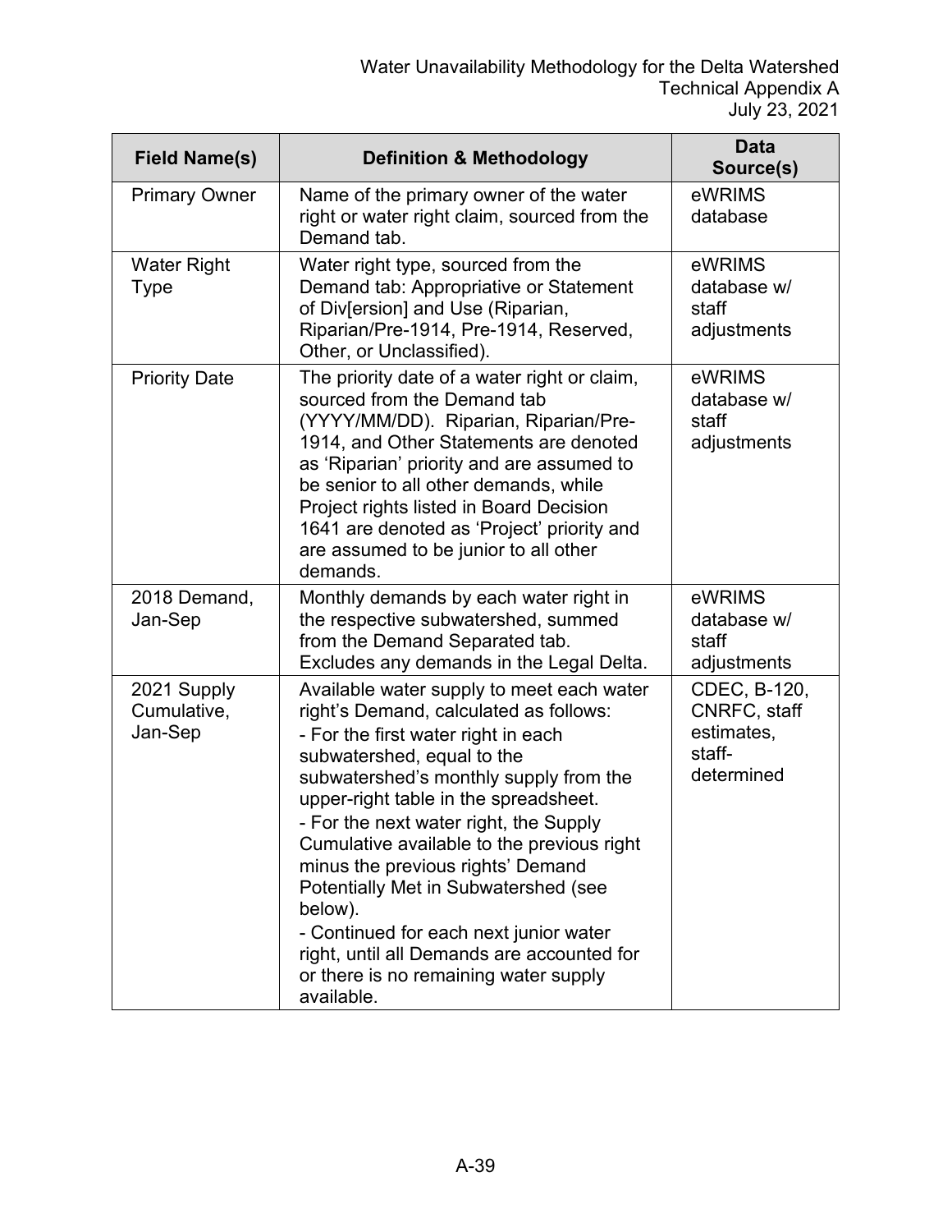| Field Name(s) | Definition & Methodology | Data Source(s) |
|---|---|---|
| Primary Owner | Name of the primary owner of the water right or water right claim, sourced from the Demand tab. | eWRIMS database |
| Water Right Type | Water right type, sourced from the Demand tab: Appropriative or Statement of Div[ersion] and Use (Riparian, Riparian/Pre-1914, Pre-1914, Reserved, Other, or Unclassified). | eWRIMS database w/ staff adjustments |
| Priority Date | The priority date of a water right or claim, sourced from the Demand tab (YYYY/MM/DD). Riparian, Riparian/Pre-1914, and Other Statements are denoted as 'Riparian' priority and are assumed to be senior to all other demands, while Project rights listed in Board Decision 1641 are denoted as 'Project' priority and are assumed to be junior to all other demands. | eWRIMS database w/ staff adjustments |
| 2018 Demand, Jan-Sep | Monthly demands by each water right in the respective subwatershed, summed from the Demand Separated tab. Excludes any demands in the Legal Delta. | eWRIMS database w/ staff adjustments |
| 2021 Supply Cumulative, Jan-Sep | Available water supply to meet each water right's Demand, calculated as follows:<br>- For the first water right in each subwatershed, equal to the subwatershed's monthly supply from the upper-right table in the spreadsheet.<br>- For the next water right, the Supply Cumulative available to the previous right minus the previous rights' Demand Potentially Met in Subwatershed (see below).<br>- Continued for each next junior water right, until all Demands are accounted for or there is no remaining water supply available. | CDEC, B-120, CNRFC, staff estimates, staff-determined |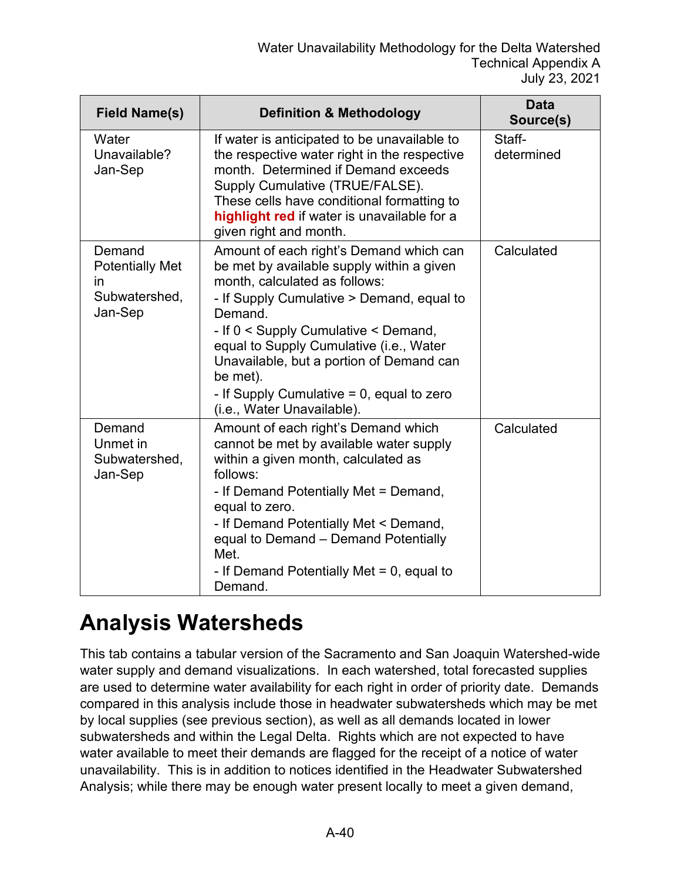| Field Name(s) | Definition & Methodology | Data Source(s) |
|---|---|---|
| Water Unavailable? Jan-Sep | If water is anticipated to be unavailable to the respective water right in the respective month. Determined if Demand exceeds Supply Cumulative (TRUE/FALSE). These cells have conditional formatting to **highlight red** if water is unavailable for a given right and month. | Staff-determined |
| Demand Potentially Met in Subwatershed, Jan-Sep | Amount of each right's Demand which can be met by available supply within a given month, calculated as follows:<br>- If Supply Cumulative > Demand, equal to Demand.<br>- If 0 < Supply Cumulative < Demand, equal to Supply Cumulative (i.e., Water Unavailable, but a portion of Demand can be met).<br>- If Supply Cumulative = 0, equal to zero (i.e., Water Unavailable). | Calculated |
| Demand Unmet in Subwatershed, Jan-Sep | Amount of each right's Demand which cannot be met by available water supply within a given month, calculated as follows:<br>- If Demand Potentially Met = Demand, equal to zero.<br>- If Demand Potentially Met < Demand, equal to Demand – Demand Potentially Met.<br>- If Demand Potentially Met = 0, equal to Demand. | Calculated |

# Analysis Watersheds

This tab contains a tabular version of the Sacramento and San Joaquin Watershed-wide water supply and demand visualizations. In each watershed, total forecasted supplies are used to determine water availability for each right in order of priority date. Demands compared in this analysis include those in headwater subwatersheds which may be met by local supplies (see previous section), as well as all demands located in lower subwatersheds and within the Legal Delta. Rights which are not expected to have water available to meet their demands are flagged for the receipt of a notice of water unavailability. This is in addition to notices identified in the Headwater Subwatershed Analysis; while there may be enough water present locally to meet a given demand,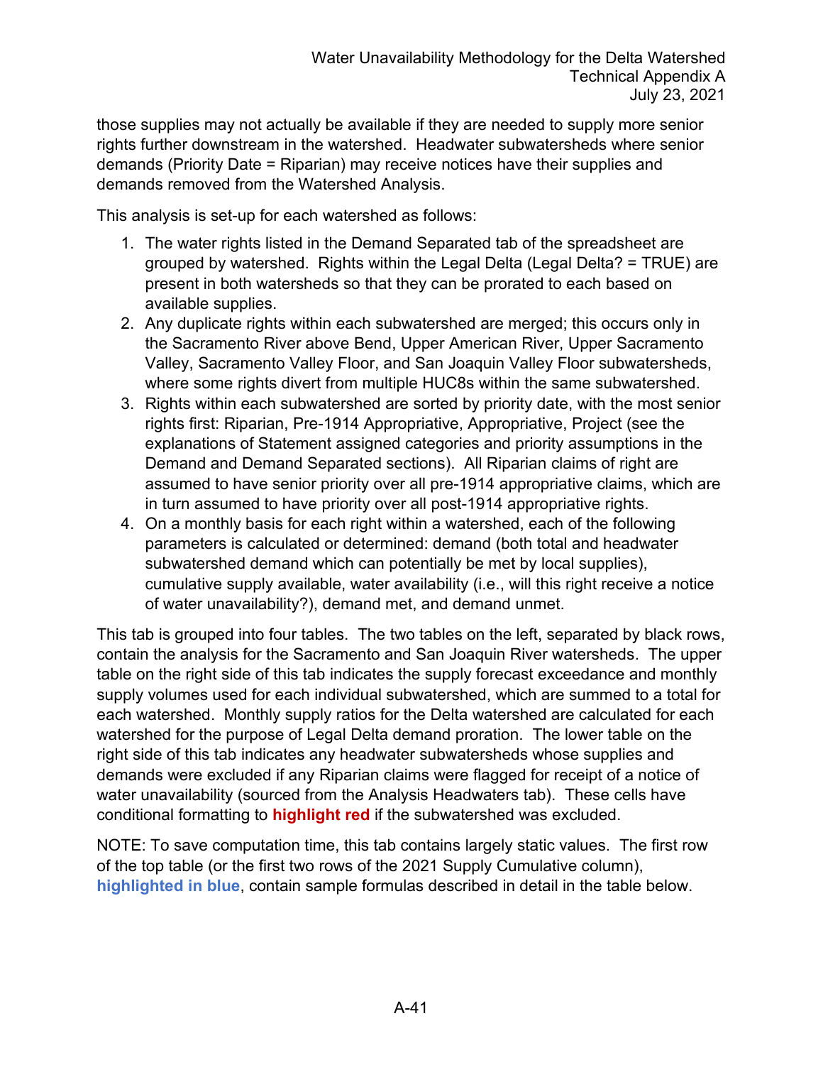those supplies may not actually be available if they are needed to supply more senior rights further downstream in the watershed. Headwater subwatersheds where senior demands (Priority Date = Riparian) may receive notices have their supplies and demands removed from the Watershed Analysis.

This analysis is set-up for each watershed as follows:

1. The water rights listed in the Demand Separated tab of the spreadsheet are grouped by watershed. Rights within the Legal Delta (Legal Delta? = TRUE) are present in both watersheds so that they can be prorated to each based on available supplies.
2. Any duplicate rights within each subwatershed are merged; this occurs only in the Sacramento River above Bend, Upper American River, Upper Sacramento Valley, Sacramento Valley Floor, and San Joaquin Valley Floor subwatersheds, where some rights divert from multiple HUC8s within the same subwatershed.
3. Rights within each subwatershed are sorted by priority date, with the most senior rights first: Riparian, Pre-1914 Appropriative, Appropriative, Project (see the explanations of Statement assigned categories and priority assumptions in the Demand and Demand Separated sections). All Riparian claims of right are assumed to have senior priority over all pre-1914 appropriative claims, which are in turn assumed to have priority over all post-1914 appropriative rights.
4. On a monthly basis for each right within a watershed, each of the following parameters is calculated or determined: demand (both total and headwater subwatershed demand which can potentially be met by local supplies), cumulative supply available, water availability (i.e., will this right receive a notice of water unavailability?), demand met, and demand unmet.

This tab is grouped into four tables. The two tables on the left, separated by black rows, contain the analysis for the Sacramento and San Joaquin River watersheds. The upper table on the right side of this tab indicates the supply forecast exceedance and monthly supply volumes used for each individual subwatershed, which are summed to a total for each watershed. Monthly supply ratios for the Delta watershed are calculated for each watershed for the purpose of Legal Delta demand proration. The lower table on the right side of this tab indicates any headwater subwatersheds whose supplies and demands were excluded if any Riparian claims were flagged for receipt of a notice of water unavailability (sourced from the Analysis Headwaters tab). These cells have conditional formatting to **highlight red** if the subwatershed was excluded.

NOTE: To save computation time, this tab contains largely static values. The first row of the top table (or the first two rows of the 2021 Supply Cumulative column), **highlighted in blue**, contain sample formulas described in detail in the table below.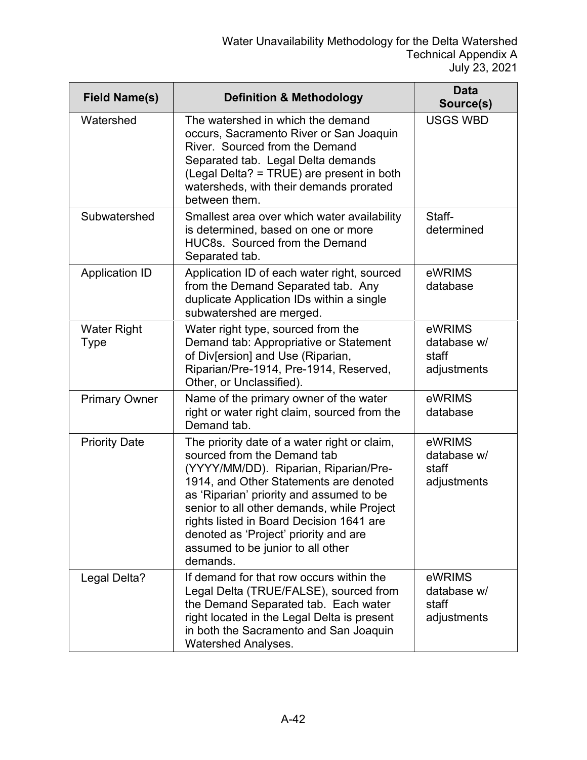| Field Name(s) | Definition & Methodology | Data Source(s) |
|---|---|---|
| Watershed | The watershed in which the demand occurs, Sacramento River or San Joaquin River. Sourced from the Demand Separated tab. Legal Delta demands (Legal Delta? = TRUE) are present in both watersheds, with their demands prorated between them. | USGS WBD |
| Subwatershed | Smallest area over which water availability is determined, based on one or more HUC8s. Sourced from the Demand Separated tab. | Staff-determined |
| Application ID | Application ID of each water right, sourced from the Demand Separated tab. Any duplicate Application IDs within a single subwatershed are merged. | eWRIMS database |
| Water Right Type | Water right type, sourced from the Demand tab: Appropriative or Statement of Div[ersion] and Use (Riparian, Riparian/Pre-1914, Pre-1914, Reserved, Other, or Unclassified). | eWRIMS database w/ staff adjustments |
| Primary Owner | Name of the primary owner of the water right or water right claim, sourced from the Demand tab. | eWRIMS database |
| Priority Date | The priority date of a water right or claim, sourced from the Demand tab (YYYY/MM/DD). Riparian, Riparian/Pre-1914, and Other Statements are denoted as 'Riparian' priority and assumed to be senior to all other demands, while Project rights listed in Board Decision 1641 are denoted as 'Project' priority and are assumed to be junior to all other demands. | eWRIMS database w/ staff adjustments |
| Legal Delta? | If demand for that row occurs within the Legal Delta (TRUE/FALSE), sourced from the Demand Separated tab. Each water right located in the Legal Delta is present in both the Sacramento and San Joaquin Watershed Analyses. | eWRIMS database w/ staff adjustments |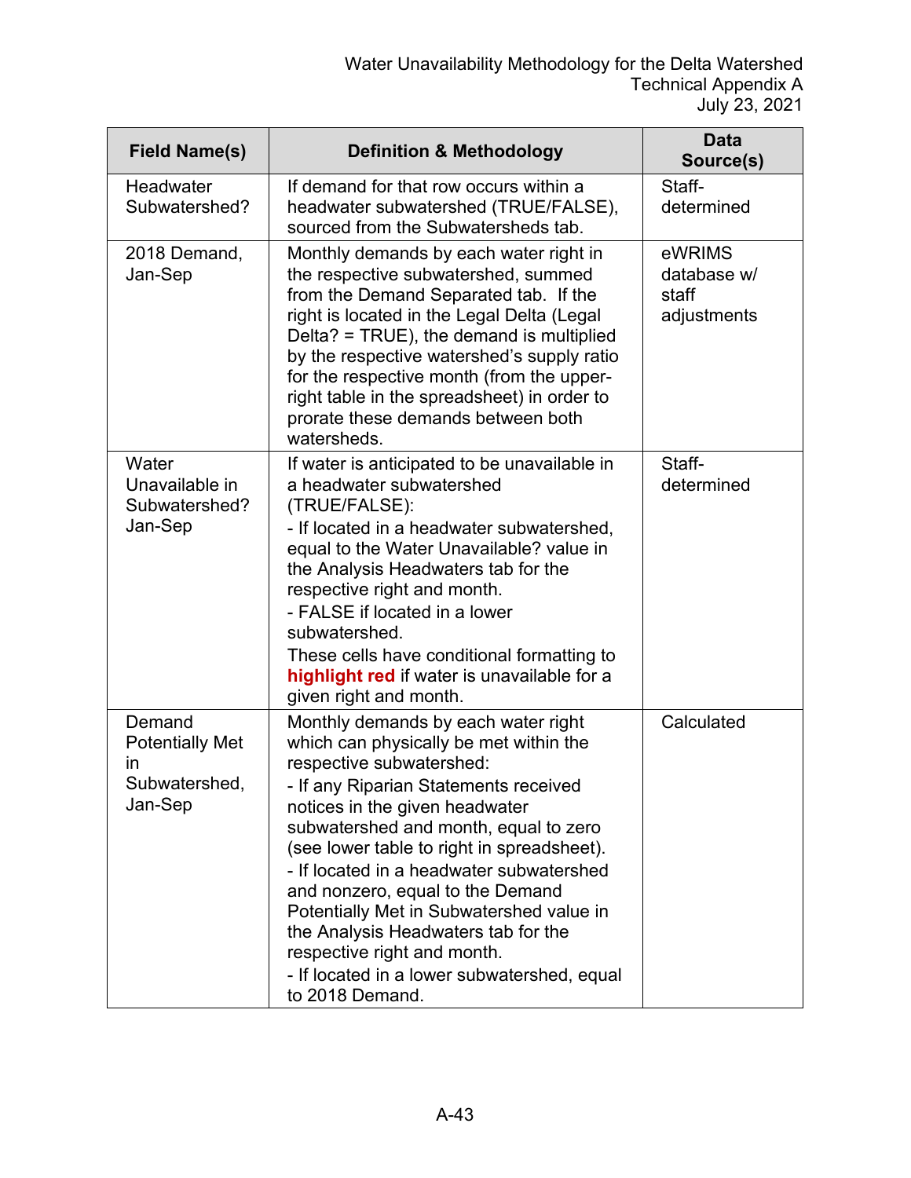| Field Name(s) | Definition & Methodology | Data Source(s) |
| --- | --- | --- |
| Headwater Subwatershed? | If demand for that row occurs within a headwater subwatershed (TRUE/FALSE), sourced from the Subwatersheds tab. | Staff-determined |
| 2018 Demand, Jan-Sep | Monthly demands by each water right in the respective subwatershed, summed from the Demand Separated tab. If the right is located in the Legal Delta (Legal Delta? = TRUE), the demand is multiplied by the respective watershed's supply ratio for the respective month (from the upper-right table in the spreadsheet) in order to prorate these demands between both watersheds. | eWRIMS database w/ staff adjustments |
| Water Unavailable in Subwatershed? Jan-Sep | If water is anticipated to be unavailable in a headwater subwatershed (TRUE/FALSE):<br>- If located in a headwater subwatershed, equal to the Water Unavailable? value in the Analysis Headwaters tab for the respective right and month.<br>- FALSE if located in a lower subwatershed.<br>These cells have conditional formatting to **highlight red** if water is unavailable for a given right and month. | Staff-determined |
| Demand Potentially Met in Subwatershed, Jan-Sep | Monthly demands by each water right which can physically be met within the respective subwatershed:<br>- If any Riparian Statements received notices in the given headwater subwatershed and month, equal to zero (see lower table to right in spreadsheet).<br>- If located in a headwater subwatershed and nonzero, equal to the Demand Potentially Met in Subwatershed value in the Analysis Headwaters tab for the respective right and month.<br>- If located in a lower subwatershed, equal to 2018 Demand. | Calculated |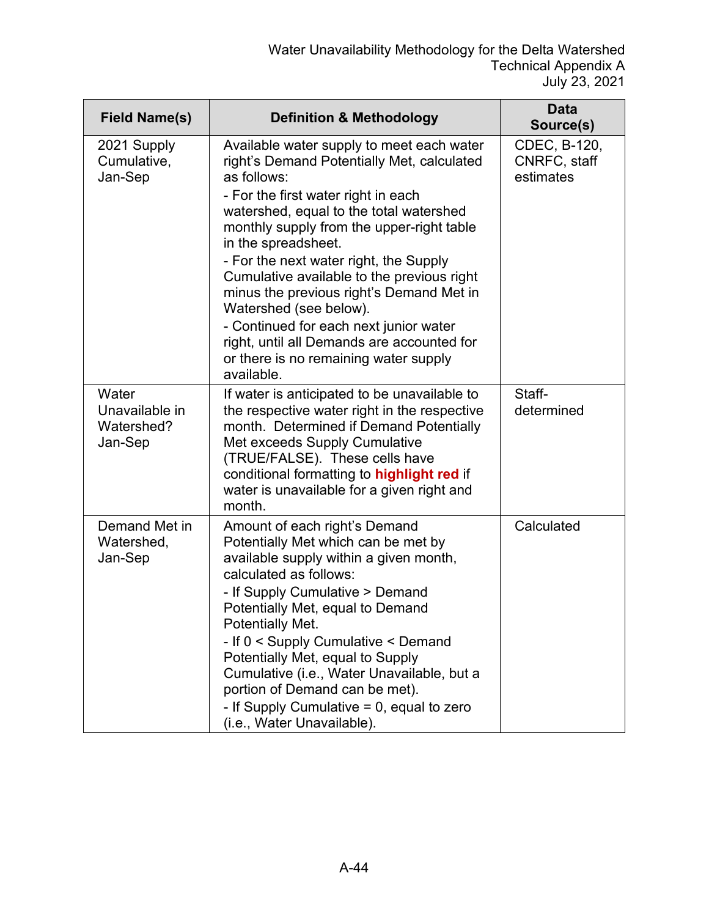| Field Name(s) | Definition & Methodology | Data Source(s) |
|---|---|---|
| 2021 Supply Cumulative, Jan-Sep | Available water supply to meet each water right's Demand Potentially Met, calculated as follows:<br>- For the first water right in each watershed, equal to the total watershed monthly supply from the upper-right table in the spreadsheet.<br>- For the next water right, the Supply Cumulative available to the previous right minus the previous right's Demand Met in Watershed (see below).<br>- Continued for each next junior water right, until all Demands are accounted for or there is no remaining water supply available. | CDEC, B-120, CNRFC, staff estimates |
| Water Unavailable in Watershed? Jan-Sep | If water is anticipated to be unavailable to the respective water right in the respective month. Determined if Demand Potentially Met exceeds Supply Cumulative (TRUE/FALSE). These cells have conditional formatting to **highlight red** if water is unavailable for a given right and month. | Staff-determined |
| Demand Met in Watershed, Jan-Sep | Amount of each right's Demand Potentially Met which can be met by available supply within a given month, calculated as follows:<br>- If Supply Cumulative > Demand Potentially Met, equal to Demand Potentially Met.<br>- If 0 < Supply Cumulative < Demand Potentially Met, equal to Supply Cumulative (i.e., Water Unavailable, but a portion of Demand can be met).<br>- If Supply Cumulative = 0, equal to zero (i.e., Water Unavailable). | Calculated |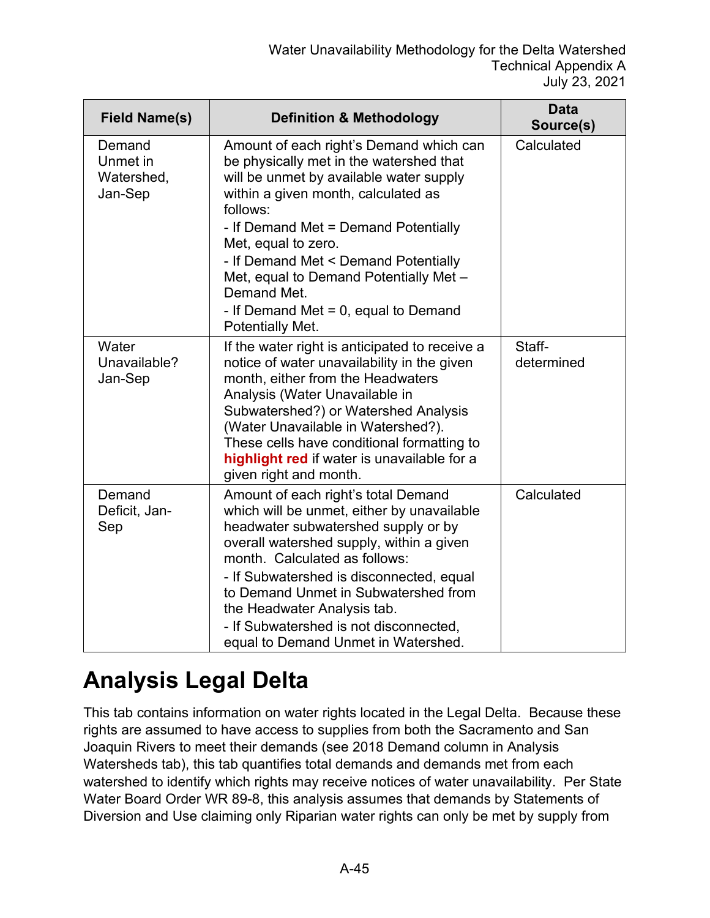| Field Name(s) | Definition & Methodology | Data Source(s) |
|---|---|---|
| Demand Unmet in Watershed, Jan-Sep | Amount of each right's Demand which can be physically met in the watershed that will be unmet by available water supply within a given month, calculated as follows:<br>- If Demand Met = Demand Potentially Met, equal to zero.<br>- If Demand Met < Demand Potentially Met, equal to Demand Potentially Met – Demand Met.<br>- If Demand Met = 0, equal to Demand Potentially Met. | Calculated |
| Water Unavailable? Jan-Sep | If the water right is anticipated to receive a notice of water unavailability in the given month, either from the Headwaters Analysis (Water Unavailable in Subwatershed?) or Watershed Analysis (Water Unavailable in Watershed?). These cells have conditional formatting to **highlight red** if water is unavailable for a given right and month. | Staff-determined |
| Demand Deficit, Jan-Sep | Amount of each right's total Demand which will be unmet, either by unavailable headwater subwatershed supply or by overall watershed supply, within a given month. Calculated as follows:<br>- If Subwatershed is disconnected, equal to Demand Unmet in Subwatershed from the Headwater Analysis tab.<br>- If Subwatershed is not disconnected, equal to Demand Unmet in Watershed. | Calculated |

# Analysis Legal Delta

This tab contains information on water rights located in the Legal Delta. Because these rights are assumed to have access to supplies from both the Sacramento and San Joaquin Rivers to meet their demands (see 2018 Demand column in Analysis Watersheds tab), this tab quantifies total demands and demands met from each watershed to identify which rights may receive notices of water unavailability. Per State Water Board Order WR 89-8, this analysis assumes that demands by Statements of Diversion and Use claiming only Riparian water rights can only be met by supply from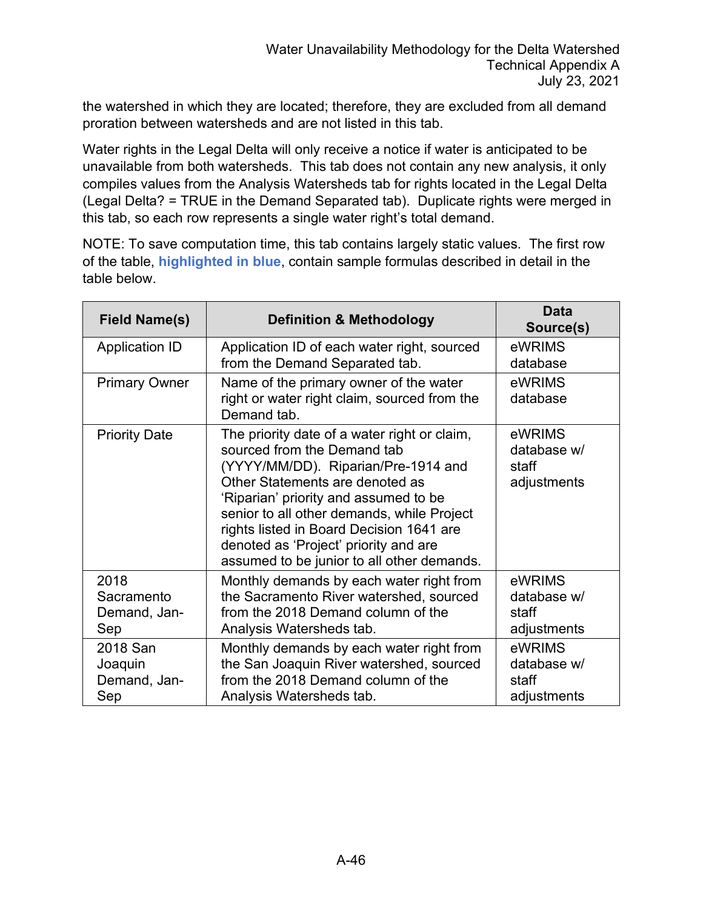the watershed in which they are located; therefore, they are excluded from all demand proration between watersheds and are not listed in this tab.

Water rights in the Legal Delta will only receive a notice if water is anticipated to be unavailable from both watersheds. This tab does not contain any new analysis, it only compiles values from the Analysis Watersheds tab for rights located in the Legal Delta (Legal Delta? = TRUE in the Demand Separated tab). Duplicate rights were merged in this tab, so each row represents a single water right's total demand.

NOTE: To save computation time, this tab contains largely static values. The first row of the table, **highlighted in blue**, contain sample formulas described in detail in the table below.

| Field Name(s) | Definition & Methodology | Data Source(s) |
|---|---|---|
| Application ID | Application ID of each water right, sourced from the Demand Separated tab. | eWRIMS database |
| Primary Owner | Name of the primary owner of the water right or water right claim, sourced from the Demand tab. | eWRIMS database |
| Priority Date | The priority date of a water right or claim, sourced from the Demand tab (YYYY/MM/DD). Riparian/Pre-1914 and Other Statements are denoted as 'Riparian' priority and assumed to be senior to all other demands, while Project rights listed in Board Decision 1641 are denoted as 'Project' priority and are assumed to be junior to all other demands. | eWRIMS database w/ staff adjustments |
| 2018 Sacramento Demand, Jan-Sep | Monthly demands by each water right from the Sacramento River watershed, sourced from the 2018 Demand column of the Analysis Watersheds tab. | eWRIMS database w/ staff adjustments |
| 2018 San Joaquin Demand, Jan-Sep | Monthly demands by each water right from the San Joaquin River watershed, sourced from the 2018 Demand column of the Analysis Watersheds tab. | eWRIMS database w/ staff adjustments |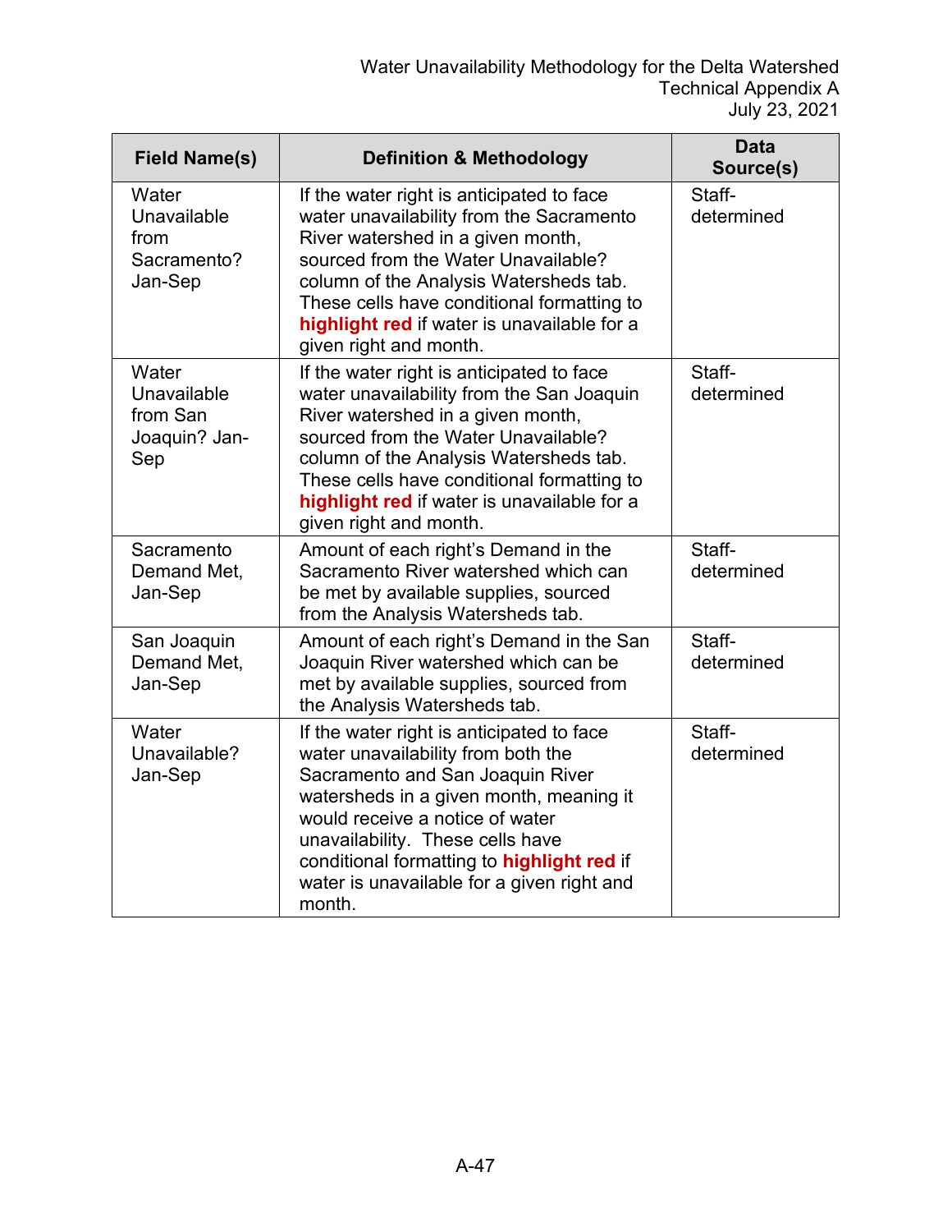| Field Name(s) | Definition & Methodology | Data Source(s) |
|---|---|---|
| Water Unavailable from Sacramento? Jan-Sep | If the water right is anticipated to face water unavailability from the Sacramento River watershed in a given month, sourced from the Water Unavailable? column of the Analysis Watersheds tab. These cells have conditional formatting to **highlight red** if water is unavailable for a given right and month. | Staff-determined |
| Water Unavailable from San Joaquin? Jan-Sep | If the water right is anticipated to face water unavailability from the San Joaquin River watershed in a given month, sourced from the Water Unavailable? column of the Analysis Watersheds tab. These cells have conditional formatting to **highlight red** if water is unavailable for a given right and month. | Staff-determined |
| Sacramento Demand Met, Jan-Sep | Amount of each right's Demand in the Sacramento River watershed which can be met by available supplies, sourced from the Analysis Watersheds tab. | Staff-determined |
| San Joaquin Demand Met, Jan-Sep | Amount of each right's Demand in the San Joaquin River watershed which can be met by available supplies, sourced from the Analysis Watersheds tab. | Staff-determined |
| Water Unavailable? Jan-Sep | If the water right is anticipated to face water unavailability from both the Sacramento and San Joaquin River watersheds in a given month, meaning it would receive a notice of water unavailability. These cells have conditional formatting to **highlight red** if water is unavailable for a given right and month. | Staff-determined |